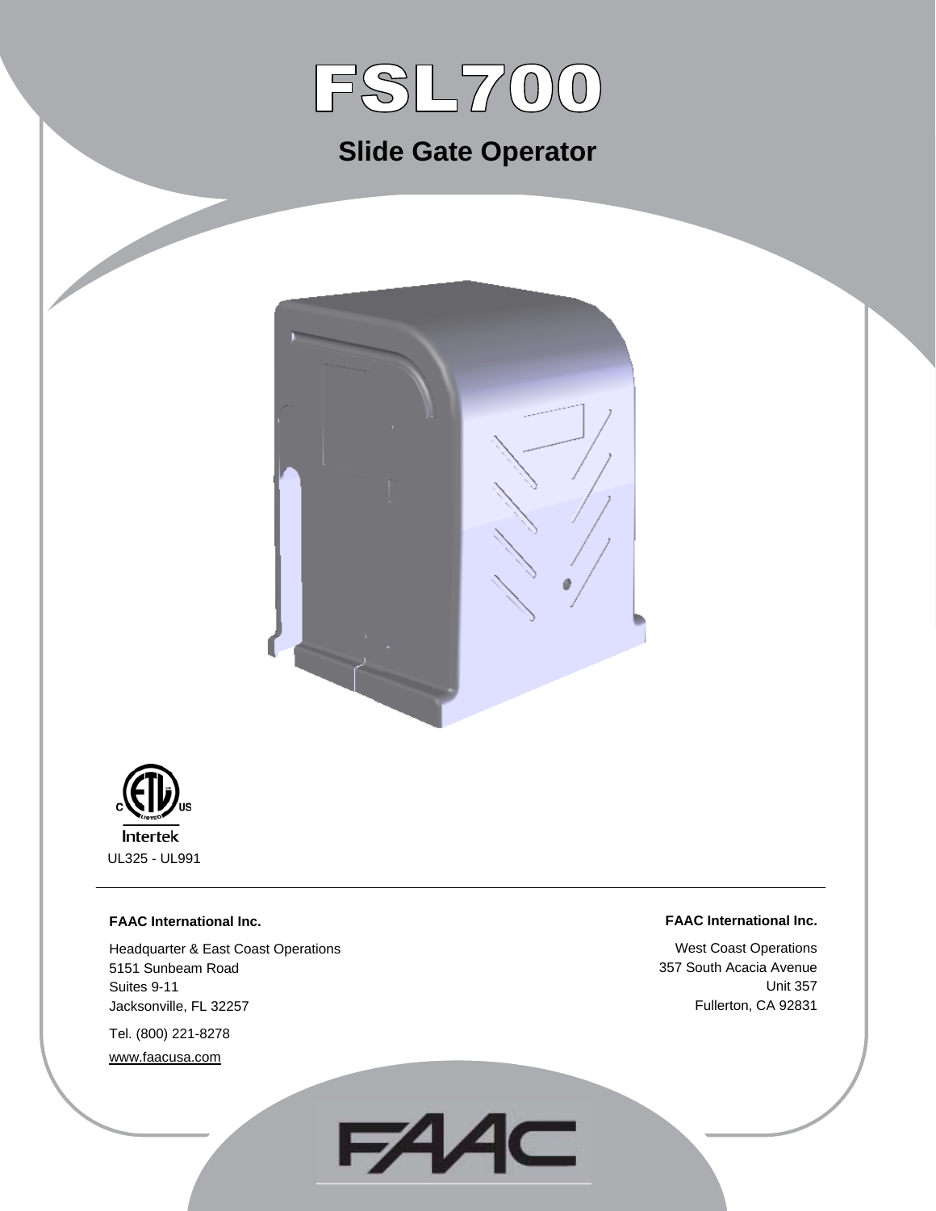# FSL700

## Slide Gate Operator

Intertek

UL325 - UL991

**FAAC International Inc.**

Headquarter & East Coast Operations
5151 Sunbeam Road
Suites 9-11
Jacksonville, FL 32257

Tel. (800) 221-8278

www.faacusa.com

**FAAC International Inc.**

West Coast Operations
357 South Acacia Avenue
Unit 357
Fullerton, CA 92831

FAAC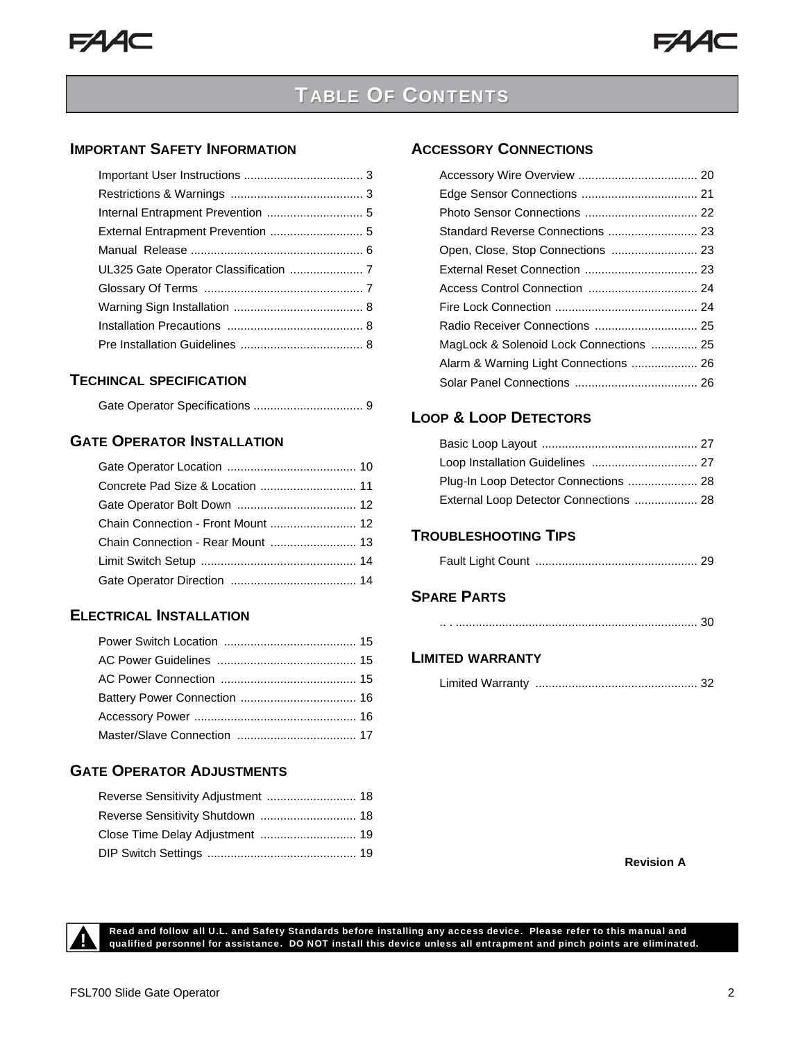# TABLE OF CONTENTS

## IMPORTANT SAFETY INFORMATION

- Important User Instructions .................................... 3
- Restrictions & Warnings ........................................ 3
- Internal Entrapment Prevention ............................. 5
- External Entrapment Prevention ............................ 5
- Manual Release .................................................... 6
- UL325 Gate Operator Classification ...................... 7
- Glossary Of Terms ................................................ 7
- Warning Sign Installation ....................................... 8
- Installation Precautions ......................................... 8
- Pre Installation Guidelines ..................................... 8

## TECHINCAL SPECIFICATION

- Gate Operator Specifications ................................. 9

## GATE OPERATOR INSTALLATION

- Gate Operator Location ....................................... 10
- Concrete Pad Size & Location ............................. 11
- Gate Operator Bolt Down .................................... 12
- Chain Connection - Front Mount .......................... 12
- Chain Connection - Rear Mount .......................... 13
- Limit Switch Setup ............................................... 14
- Gate Operator Direction ...................................... 14

## ELECTRICAL INSTALLATION

- Power Switch Location ........................................ 15
- AC Power Guidelines .......................................... 15
- AC Power Connection ......................................... 15
- Battery Power Connection ................................... 16
- Accessory Power ................................................. 16
- Master/Slave Connection .................................... 17

## GATE OPERATOR ADJUSTMENTS

- Reverse Sensitivity Adjustment ........................... 18
- Reverse Sensitivity Shutdown ............................. 18
- Close Time Delay Adjustment ............................. 19
- DIP Switch Settings ............................................. 19

## ACCESSORY CONNECTIONS

- Accessory Wire Overview .................................... 20
- Edge Sensor Connections ................................... 21
- Photo Sensor Connections .................................. 22
- Standard Reverse Connections ........................... 23
- Open, Close, Stop Connections .......................... 23
- External Reset Connection .................................. 23
- Access Control Connection ................................. 24
- Fire Lock Connection ........................................... 24
- Radio Receiver Connections ............................... 25
- MagLock & Solenoid Lock Connections .............. 25
- Alarm & Warning Light Connections .................... 26
- Solar Panel Connections ..................................... 26

## LOOP & LOOP DETECTORS

- Basic Loop Layout ............................................... 27
- Loop Installation Guidelines ................................ 27
- Plug-In Loop Detector Connections ..................... 28
- External Loop Detector Connections ................... 28

## TROUBLESHOOTING TIPS

- Fault Light Count ................................................. 29

## SPARE PARTS

- .. . ......................................................................... 30

## LIMITED WARRANTY

- Limited Warranty ................................................. 32

**Revision A**

**Read and follow all U.L. and Safety Standards before installing any access device. Please refer to this manual and qualified personnel for assistance. DO NOT install this device unless all entrapment and pinch points are eliminated.**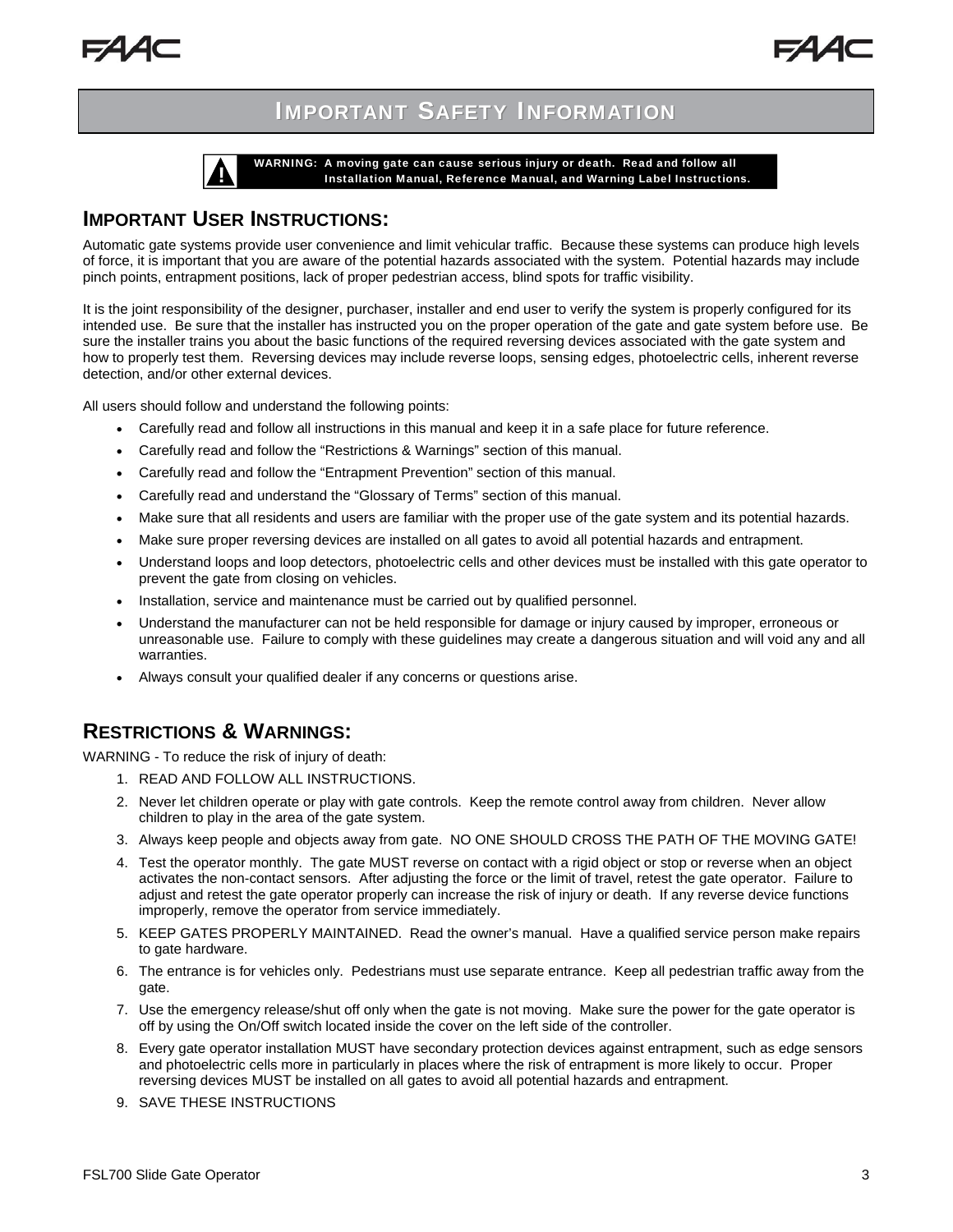# IMPORTANT SAFETY INFORMATION

**WARNING: A moving gate can cause serious injury or death. Read and follow all Installation Manual, Reference Manual, and Warning Label Instructions.**

## IMPORTANT USER INSTRUCTIONS:

Automatic gate systems provide user convenience and limit vehicular traffic. Because these systems can produce high levels of force, it is important that you are aware of the potential hazards associated with the system. Potential hazards may include pinch points, entrapment positions, lack of proper pedestrian access, blind spots for traffic visibility.

It is the joint responsibility of the designer, purchaser, installer and end user to verify the system is properly configured for its intended use. Be sure that the installer has instructed you on the proper operation of the gate and gate system before use. Be sure the installer trains you about the basic functions of the required reversing devices associated with the gate system and how to properly test them. Reversing devices may include reverse loops, sensing edges, photoelectric cells, inherent reverse detection, and/or other external devices.

All users should follow and understand the following points:

- Carefully read and follow all instructions in this manual and keep it in a safe place for future reference.
- Carefully read and follow the "Restrictions & Warnings" section of this manual.
- Carefully read and follow the "Entrapment Prevention" section of this manual.
- Carefully read and understand the "Glossary of Terms" section of this manual.
- Make sure that all residents and users are familiar with the proper use of the gate system and its potential hazards.
- Make sure proper reversing devices are installed on all gates to avoid all potential hazards and entrapment.
- Understand loops and loop detectors, photoelectric cells and other devices must be installed with this gate operator to prevent the gate from closing on vehicles.
- Installation, service and maintenance must be carried out by qualified personnel.
- Understand the manufacturer can not be held responsible for damage or injury caused by improper, erroneous or unreasonable use. Failure to comply with these guidelines may create a dangerous situation and will void any and all warranties.
- Always consult your qualified dealer if any concerns or questions arise.

## RESTRICTIONS & WARNINGS:

WARNING - To reduce the risk of injury of death:

1. READ AND FOLLOW ALL INSTRUCTIONS.
2. Never let children operate or play with gate controls. Keep the remote control away from children. Never allow children to play in the area of the gate system.
3. Always keep people and objects away from gate. NO ONE SHOULD CROSS THE PATH OF THE MOVING GATE!
4. Test the operator monthly. The gate MUST reverse on contact with a rigid object or stop or reverse when an object activates the non-contact sensors. After adjusting the force or the limit of travel, retest the gate operator. Failure to adjust and retest the gate operator properly can increase the risk of injury or death. If any reverse device functions improperly, remove the operator from service immediately.
5. KEEP GATES PROPERLY MAINTAINED. Read the owner's manual. Have a qualified service person make repairs to gate hardware.
6. The entrance is for vehicles only. Pedestrians must use separate entrance. Keep all pedestrian traffic away from the gate.
7. Use the emergency release/shut off only when the gate is not moving. Make sure the power for the gate operator is off by using the On/Off switch located inside the cover on the left side of the controller.
8. Every gate operator installation MUST have secondary protection devices against entrapment, such as edge sensors and photoelectric cells more in particularly in places where the risk of entrapment is more likely to occur. Proper reversing devices MUST be installed on all gates to avoid all potential hazards and entrapment.
9. SAVE THESE INSTRUCTIONS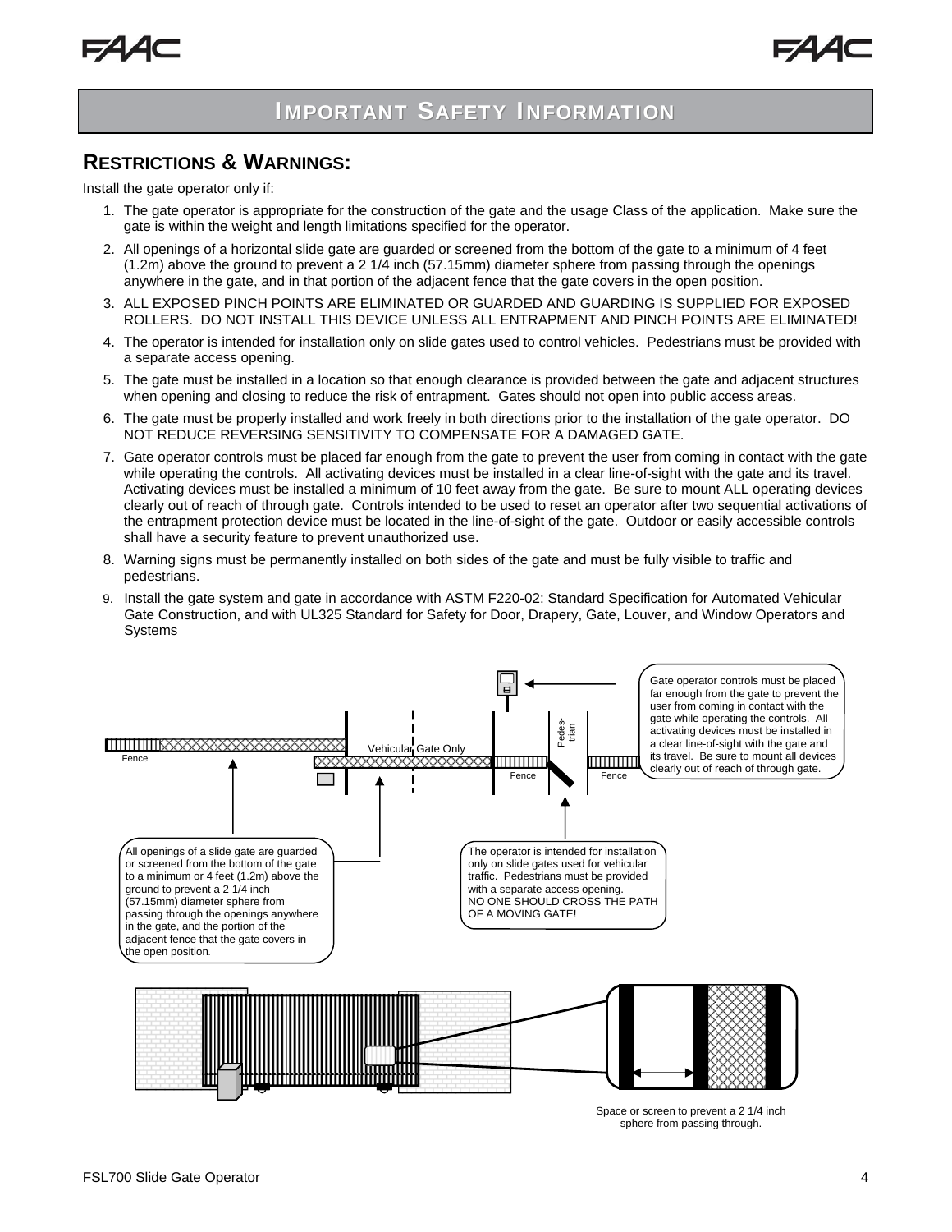# IMPORTANT SAFETY INFORMATION

## RESTRICTIONS & WARNINGS:

Install the gate operator only if:

1. The gate operator is appropriate for the construction of the gate and the usage Class of the application. Make sure the gate is within the weight and length limitations specified for the operator.
2. All openings of a horizontal slide gate are guarded or screened from the bottom of the gate to a minimum of 4 feet (1.2m) above the ground to prevent a 2 1/4 inch (57.15mm) diameter sphere from passing through the openings anywhere in the gate, and in that portion of the adjacent fence that the gate covers in the open position.
3. ALL EXPOSED PINCH POINTS ARE ELIMINATED OR GUARDED AND GUARDING IS SUPPLIED FOR EXPOSED ROLLERS. DO NOT INSTALL THIS DEVICE UNLESS ALL ENTRAPMENT AND PINCH POINTS ARE ELIMINATED!
4. The operator is intended for installation only on slide gates used to control vehicles. Pedestrians must be provided with a separate access opening.
5. The gate must be installed in a location so that enough clearance is provided between the gate and adjacent structures when opening and closing to reduce the risk of entrapment. Gates should not open into public access areas.
6. The gate must be properly installed and work freely in both directions prior to the installation of the gate operator. DO NOT REDUCE REVERSING SENSITIVITY TO COMPENSATE FOR A DAMAGED GATE.
7. Gate operator controls must be placed far enough from the gate to prevent the user from coming in contact with the gate while operating the controls. All activating devices must be installed in a clear line-of-sight with the gate and its travel. Activating devices must be installed a minimum of 10 feet away from the gate. Be sure to mount ALL operating devices clearly out of reach of through gate. Controls intended to be used to reset an operator after two sequential activations of the entrapment protection device must be located in the line-of-sight of the gate. Outdoor or easily accessible controls shall have a security feature to prevent unauthorized use.
8. Warning signs must be permanently installed on both sides of the gate and must be fully visible to traffic and pedestrians.
9. Install the gate system and gate in accordance with ASTM F220-02: Standard Specification for Automated Vehicular Gate Construction, and with UL325 Standard for Safety for Door, Drapery, Gate, Louver, and Window Operators and Systems

Fence | Vehicular Gate Only | Fence | Pedes-trian | Fence

Gate operator controls must be placed far enough from the gate to prevent the user from coming in contact with the gate while operating the controls. All activating devices must be installed in a clear line-of-sight with the gate and its travel. Be sure to mount all devices clearly out of reach of through gate.

All openings of a slide gate are guarded or screened from the bottom of the gate to a minimum or 4 feet (1.2m) above the ground to prevent a 2 1/4 inch (57.15mm) diameter sphere from passing through the openings anywhere in the gate, and the portion of the adjacent fence that the gate covers in the open position.

The operator is intended for installation only on slide gates used for vehicular traffic. Pedestrians must be provided with a separate access opening. NO ONE SHOULD CROSS THE PATH OF A MOVING GATE!

Space or screen to prevent a 2 1/4 inch sphere from passing through.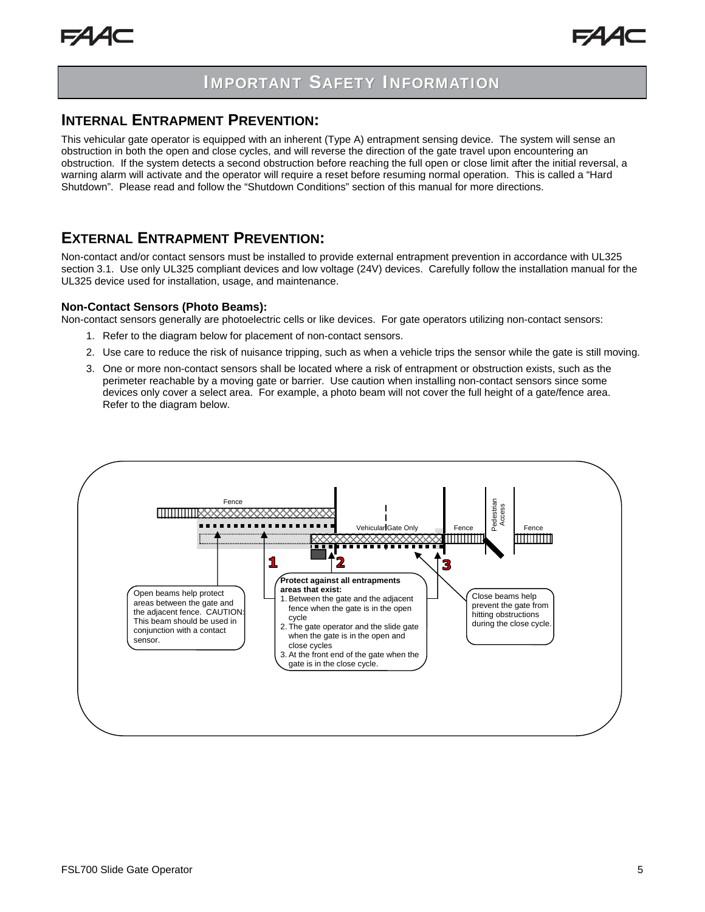# IMPORTANT SAFETY INFORMATION

## INTERNAL ENTRAPMENT PREVENTION:

This vehicular gate operator is equipped with an inherent (Type A) entrapment sensing device. The system will sense an obstruction in both the open and close cycles, and will reverse the direction of the gate travel upon encountering an obstruction. If the system detects a second obstruction before reaching the full open or close limit after the initial reversal, a warning alarm will activate and the operator will require a reset before resuming normal operation. This is called a "Hard Shutdown". Please read and follow the "Shutdown Conditions" section of this manual for more directions.

## EXTERNAL ENTRAPMENT PREVENTION:

Non-contact and/or contact sensors must be installed to provide external entrapment prevention in accordance with UL325 section 3.1. Use only UL325 compliant devices and low voltage (24V) devices. Carefully follow the installation manual for the UL325 device used for installation, usage, and maintenance.

### Non-Contact Sensors (Photo Beams):

Non-contact sensors generally are photoelectric cells or like devices. For gate operators utilizing non-contact sensors:

1. Refer to the diagram below for placement of non-contact sensors.
2. Use care to reduce the risk of nuisance tripping, such as when a vehicle trips the sensor while the gate is still moving.
3. One or more non-contact sensors shall be located where a risk of entrapment or obstruction exists, such as the perimeter reachable by a moving gate or barrier. Use caution when installing non-contact sensors since some devices only cover a select area. For example, a photo beam will not cover the full height of a gate/fence area. Refer to the diagram below.

Fence

Vehicular Gate Only

Fence

Pedestrian Access

Fence

1 2 3

Open beams help protect areas between the gate and the adjacent fence. CAUTION: This beam should be used in conjunction with a contact sensor.

**Protect against all entrapments areas that exist:**

1. Between the gate and the adjacent fence when the gate is in the open cycle
2. The gate operator and the slide gate when the gate is in the open and close cycles
3. At the front end of the gate when the gate is in the close cycle.

Close beams help prevent the gate from hitting obstructions during the close cycle.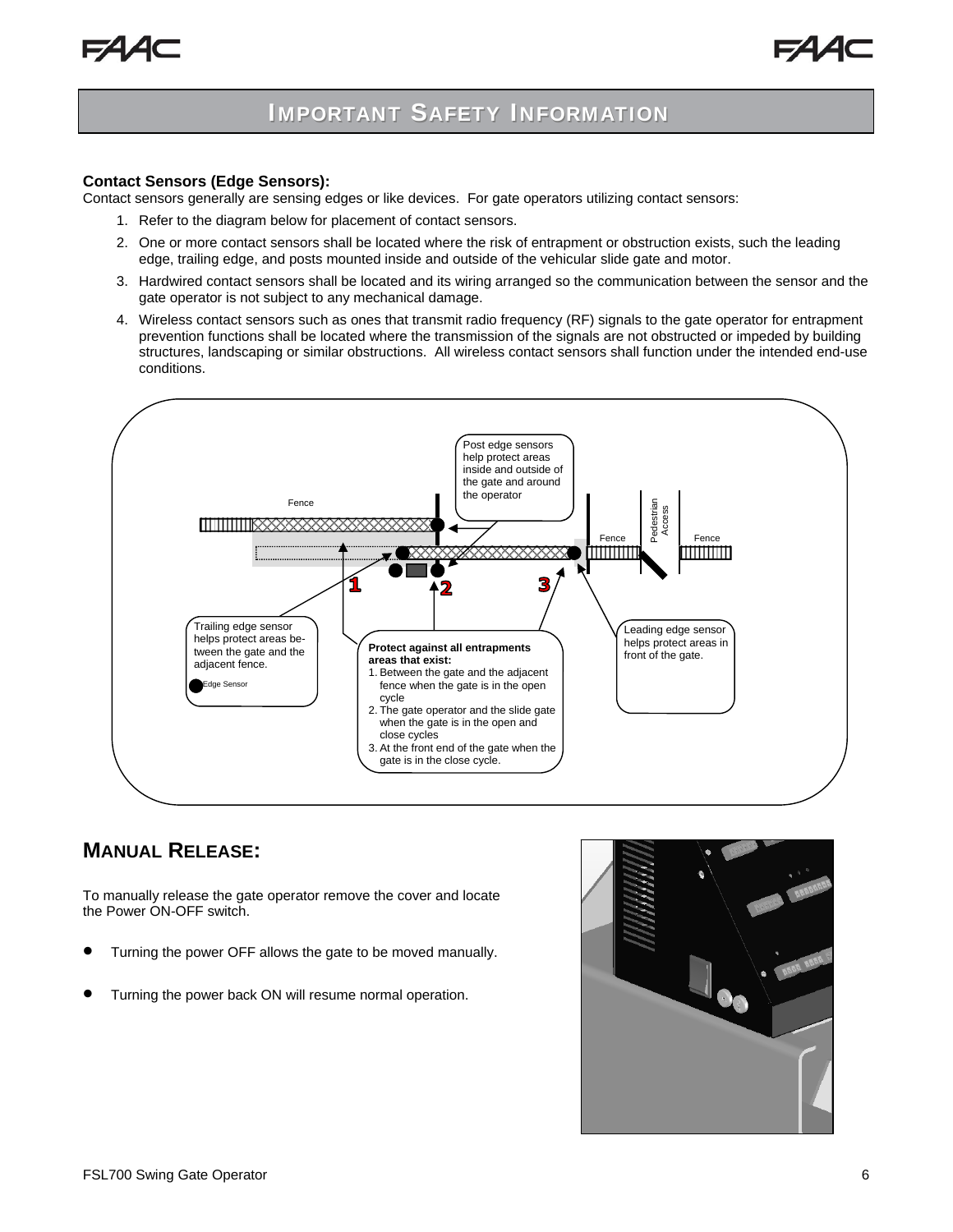# IMPORTANT SAFETY INFORMATION

**Contact Sensors (Edge Sensors):**
Contact sensors generally are sensing edges or like devices. For gate operators utilizing contact sensors:

1. Refer to the diagram below for placement of contact sensors.
2. One or more contact sensors shall be located where the risk of entrapment or obstruction exists, such the leading edge, trailing edge, and posts mounted inside and outside of the vehicular slide gate and motor.
3. Hardwired contact sensors shall be located and its wiring arranged so the communication between the sensor and the gate operator is not subject to any mechanical damage.
4. Wireless contact sensors such as ones that transmit radio frequency (RF) signals to the gate operator for entrapment prevention functions shall be located where the transmission of the signals are not obstructed or impeded by building structures, landscaping or similar obstructions. All wireless contact sensors shall function under the intended end-use conditions.

Post edge sensors help protect areas inside and outside of the gate and around the operator

Fence

Fence

Pedestrian Access

Fence

1 2 3

Trailing edge sensor helps protect areas between the gate and the adjacent fence.

Edge Sensor

**Protect against all entrapments areas that exist:**
1. Between the gate and the adjacent fence when the gate is in the open cycle
2. The gate operator and the slide gate when the gate is in the open and close cycles
3. At the front end of the gate when the gate is in the close cycle.

Leading edge sensor helps protect areas in front of the gate.

## MANUAL RELEASE:

To manually release the gate operator remove the cover and locate the Power ON-OFF switch.

- Turning the power OFF allows the gate to be moved manually.
- Turning the power back ON will resume normal operation.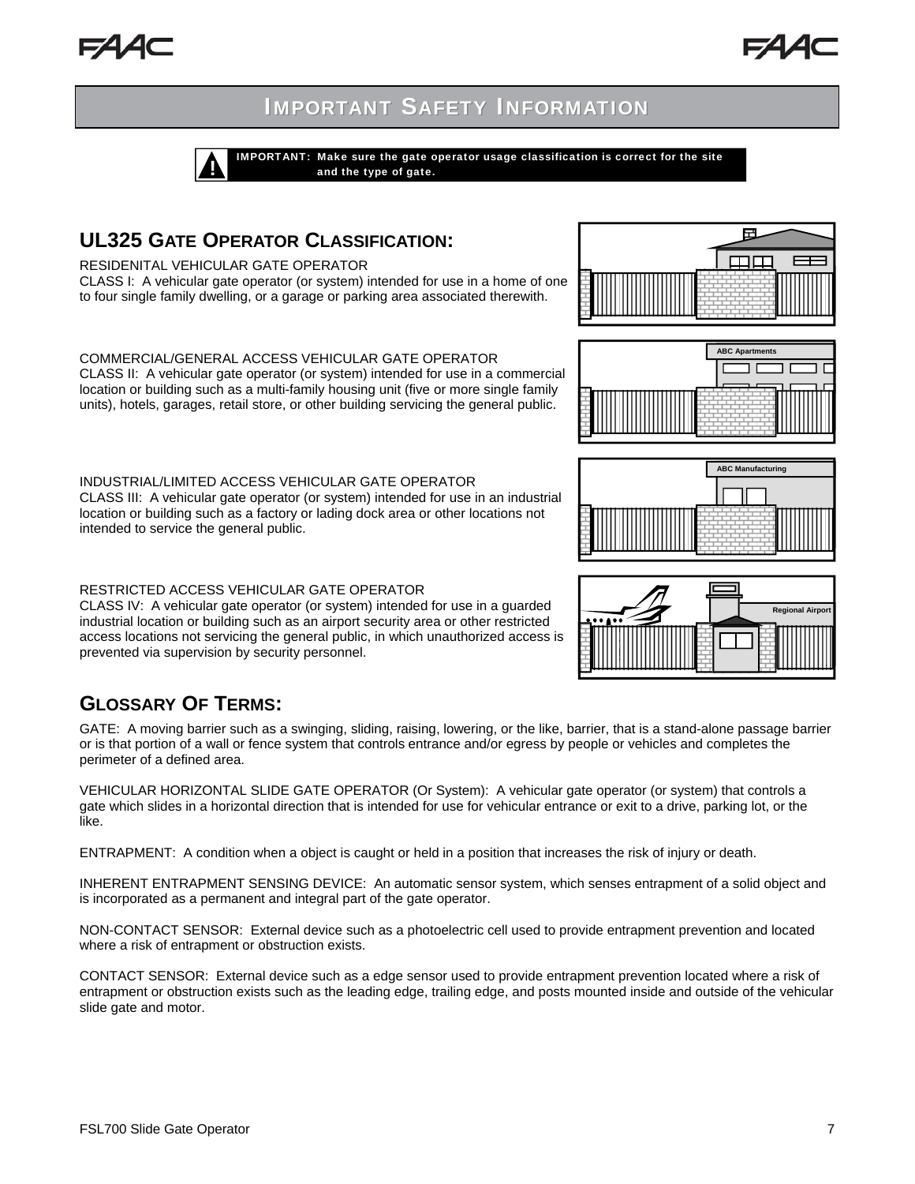# IMPORTANT SAFETY INFORMATION

**IMPORTANT: Make sure the gate operator usage classification is correct for the site and the type of gate.**

## UL325 GATE OPERATOR CLASSIFICATION:

RESIDENITAL VEHICULAR GATE OPERATOR
CLASS I: A vehicular gate operator (or system) intended for use in a home of one to four single family dwelling, or a garage or parking area associated therewith.

COMMERCIAL/GENERAL ACCESS VEHICULAR GATE OPERATOR
CLASS II: A vehicular gate operator (or system) intended for use in a commercial location or building such as a multi-family housing unit (five or more single family units), hotels, garages, retail store, or other building servicing the general public.

INDUSTRIAL/LIMITED ACCESS VEHICULAR GATE OPERATOR
CLASS III: A vehicular gate operator (or system) intended for use in an industrial location or building such as a factory or lading dock area or other locations not intended to service the general public.

RESTRICTED ACCESS VEHICULAR GATE OPERATOR
CLASS IV: A vehicular gate operator (or system) intended for use in a guarded industrial location or building such as an airport security area or other restricted access locations not servicing the general public, in which unauthorized access is prevented via supervision by security personnel.

## GLOSSARY OF TERMS:

GATE: A moving barrier such as a swinging, sliding, raising, lowering, or the like, barrier, that is a stand-alone passage barrier or is that portion of a wall or fence system that controls entrance and/or egress by people or vehicles and completes the perimeter of a defined area.

VEHICULAR HORIZONTAL SLIDE GATE OPERATOR (Or System): A vehicular gate operator (or system) that controls a gate which slides in a horizontal direction that is intended for use for vehicular entrance or exit to a drive, parking lot, or the like.

ENTRAPMENT: A condition when a object is caught or held in a position that increases the risk of injury or death.

INHERENT ENTRAPMENT SENSING DEVICE: An automatic sensor system, which senses entrapment of a solid object and is incorporated as a permanent and integral part of the gate operator.

NON-CONTACT SENSOR: External device such as a photoelectric cell used to provide entrapment prevention and located where a risk of entrapment or obstruction exists.

CONTACT SENSOR: External device such as a edge sensor used to provide entrapment prevention located where a risk of entrapment or obstruction exists such as the leading edge, trailing edge, and posts mounted inside and outside of the vehicular slide gate and motor.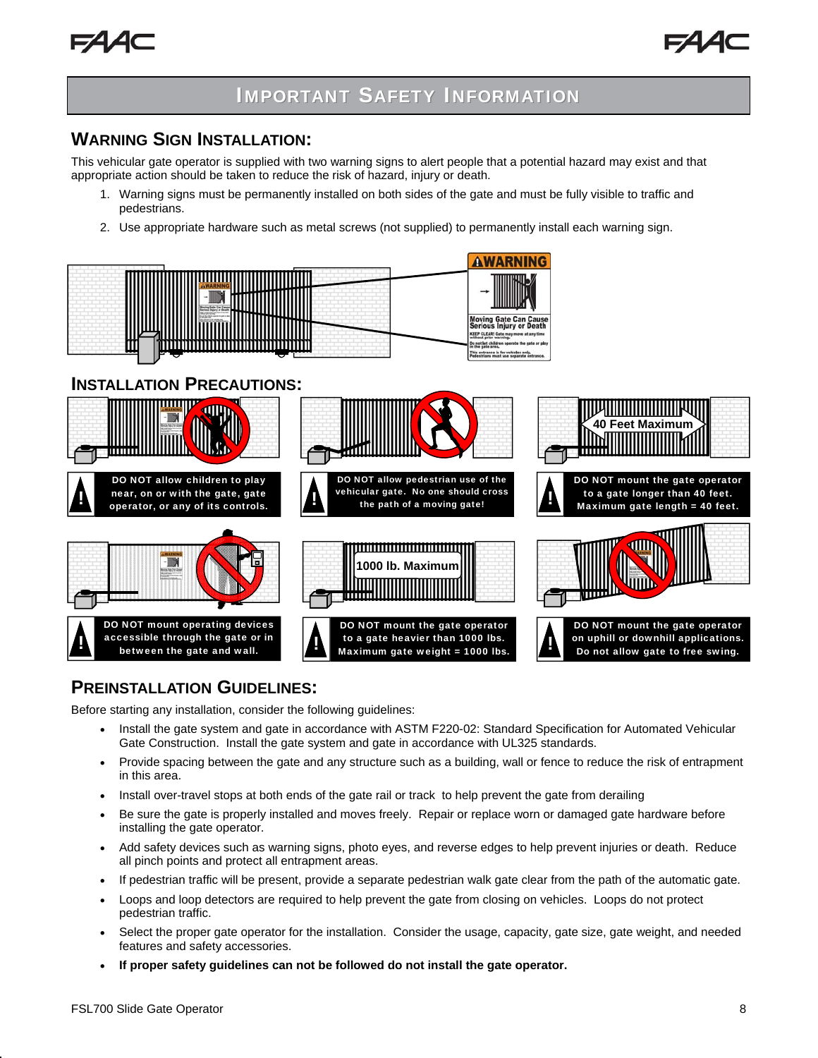# Important Safety Information

## Warning Sign Installation:

This vehicular gate operator is supplied with two warning signs to alert people that a potential hazard may exist and that appropriate action should be taken to reduce the risk of hazard, injury or death.

1. Warning signs must be permanently installed on both sides of the gate and must be fully visible to traffic and pedestrians.
2. Use appropriate hardware such as metal screws (not supplied) to permanently install each warning sign.

## Installation Precautions:

- DO NOT allow children to play near, on or with the gate, gate operator, or any of its controls.
- DO NOT allow pedestrian use of the vehicular gate. No one should cross the path of a moving gate!
- DO NOT mount the gate operator to a gate longer than 40 feet. Maximum gate length = 40 feet.
- DO NOT mount operating devices accessible through the gate or in between the gate and wall.
- DO NOT mount the gate operator to a gate heavier than 1000 lbs. Maximum gate weight = 1000 lbs.
- DO NOT mount the gate operator on uphill or downhill applications. Do not allow gate to free swing.

## Preinstallation Guidelines:

Before starting any installation, consider the following guidelines:

- Install the gate system and gate in accordance with ASTM F220-02: Standard Specification for Automated Vehicular Gate Construction. Install the gate system and gate in accordance with UL325 standards.
- Provide spacing between the gate and any structure such as a building, wall or fence to reduce the risk of entrapment in this area.
- Install over-travel stops at both ends of the gate rail or track to help prevent the gate from derailing
- Be sure the gate is properly installed and moves freely. Repair or replace worn or damaged gate hardware before installing the gate operator.
- Add safety devices such as warning signs, photo eyes, and reverse edges to help prevent injuries or death. Reduce all pinch points and protect all entrapment areas.
- If pedestrian traffic will be present, provide a separate pedestrian walk gate clear from the path of the automatic gate.
- Loops and loop detectors are required to help prevent the gate from closing on vehicles. Loops do not protect pedestrian traffic.
- Select the proper gate operator for the installation. Consider the usage, capacity, gate size, gate weight, and needed features and safety accessories.
- **If proper safety guidelines can not be followed do not install the gate operator.**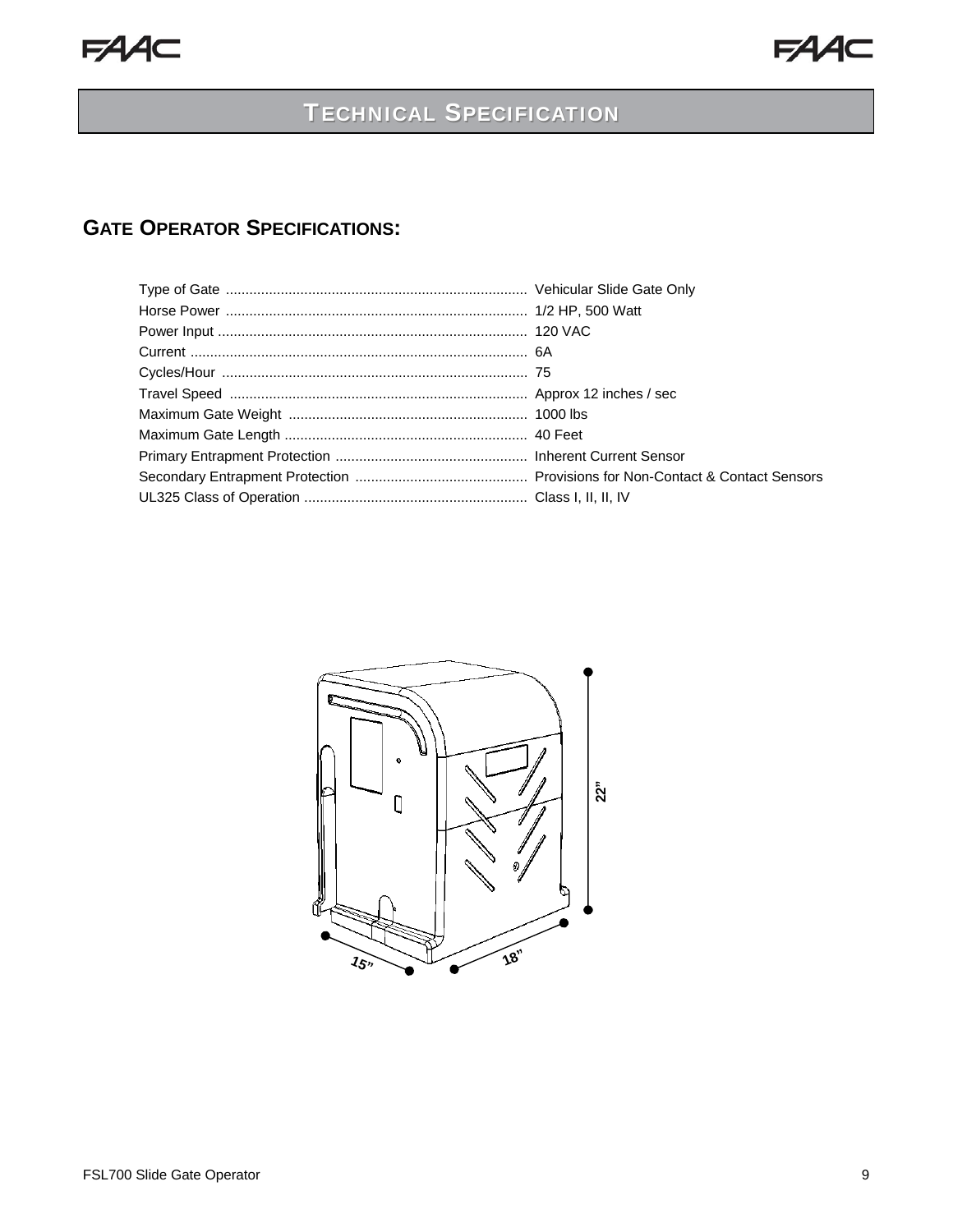# TECHNICAL SPECIFICATION

## GATE OPERATOR SPECIFICATIONS:

| Specification | Value |
|---|---|
| Type of Gate | Vehicular Slide Gate Only |
| Horse Power | 1/2 HP, 500 Watt |
| Power Input | 120 VAC |
| Current | 6A |
| Cycles/Hour | 75 |
| Travel Speed | Approx 12 inches / sec |
| Maximum Gate Weight | 1000 lbs |
| Maximum Gate Length | 40 Feet |
| Primary Entrapment Protection | Inherent Current Sensor |
| Secondary Entrapment Protection | Provisions for Non-Contact & Contact Sensors |
| UL325 Class of Operation | Class I, II, II, IV |

22”

15”

18”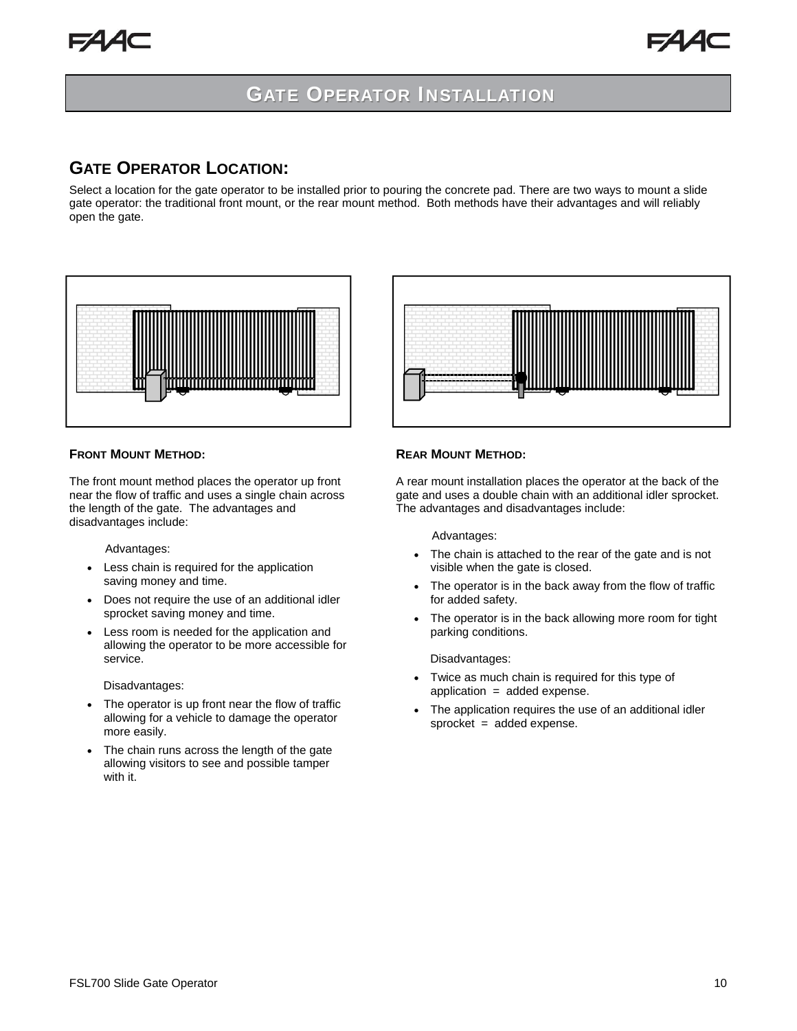# Gate Operator Installation

## Gate Operator Location:

Select a location for the gate operator to be installed prior to pouring the concrete pad. There are two ways to mount a slide gate operator: the traditional front mount, or the rear mount method. Both methods have their advantages and will reliably open the gate.

### Front Mount Method:

The front mount method places the operator up front near the flow of traffic and uses a single chain across the length of the gate. The advantages and disadvantages include:

Advantages:

- Less chain is required for the application saving money and time.
- Does not require the use of an additional idler sprocket saving money and time.
- Less room is needed for the application and allowing the operator to be more accessible for service.

Disadvantages:

- The operator is up front near the flow of traffic allowing for a vehicle to damage the operator more easily.
- The chain runs across the length of the gate allowing visitors to see and possible tamper with it.

### Rear Mount Method:

A rear mount installation places the operator at the back of the gate and uses a double chain with an additional idler sprocket. The advantages and disadvantages include:

Advantages:

- The chain is attached to the rear of the gate and is not visible when the gate is closed.
- The operator is in the back away from the flow of traffic for added safety.
- The operator is in the back allowing more room for tight parking conditions.

Disadvantages:

- Twice as much chain is required for this type of application = added expense.
- The application requires the use of an additional idler sprocket = added expense.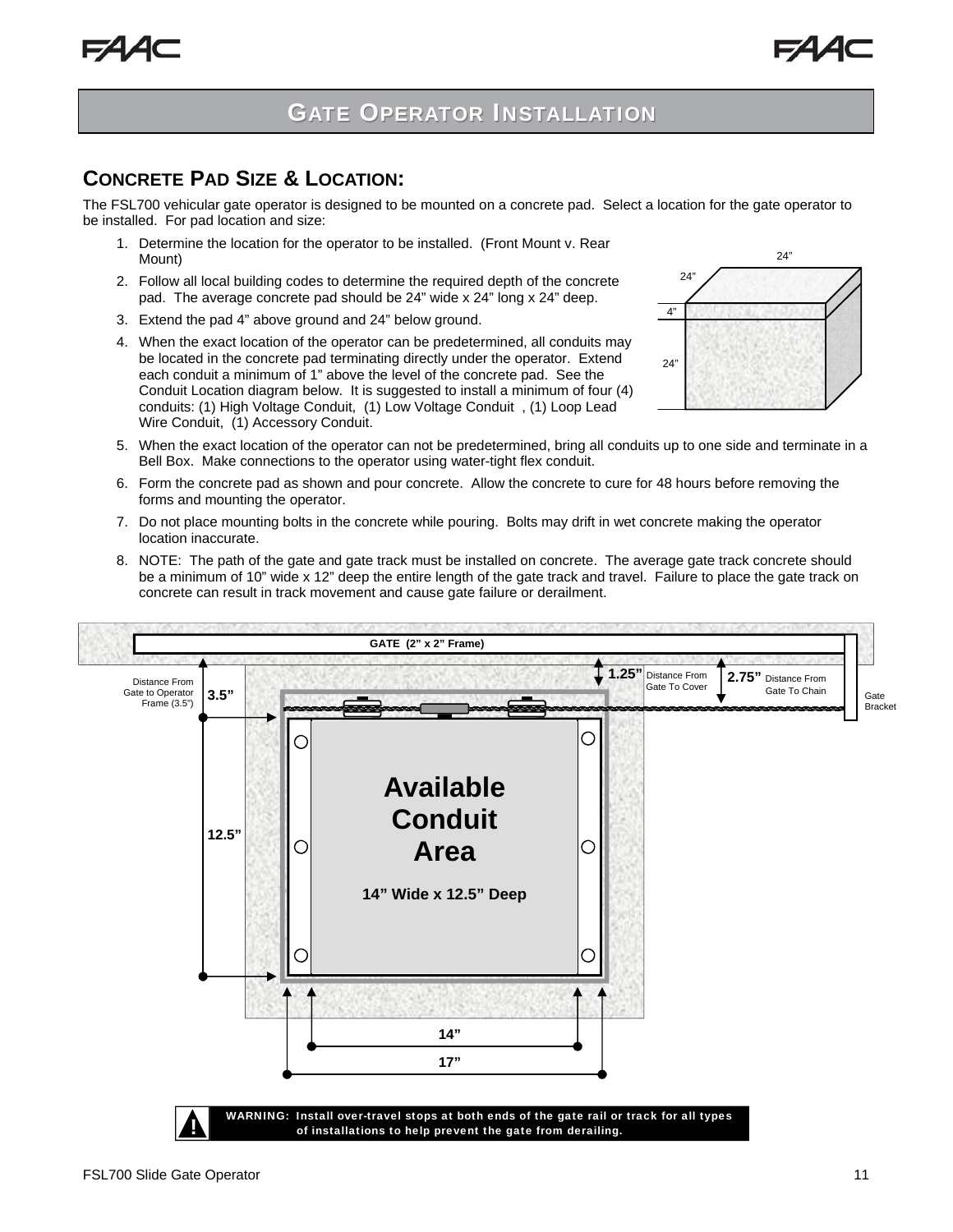# GATE OPERATOR INSTALLATION

## CONCRETE PAD SIZE & LOCATION:

The FSL700 vehicular gate operator is designed to be mounted on a concrete pad. Select a location for the gate operator to be installed. For pad location and size:

1. Determine the location for the operator to be installed. (Front Mount v. Rear Mount)
2. Follow all local building codes to determine the required depth of the concrete pad. The average concrete pad should be 24" wide x 24" long x 24" deep.
3. Extend the pad 4" above ground and 24" below ground.
4. When the exact location of the operator can be predetermined, all conduits may be located in the concrete pad terminating directly under the operator. Extend each conduit a minimum of 1" above the level of the concrete pad. See the Conduit Location diagram below. It is suggested to install a minimum of four (4) conduits: (1) High Voltage Conduit, (1) Low Voltage Conduit , (1) Loop Lead Wire Conduit, (1) Accessory Conduit.
5. When the exact location of the operator can not be predetermined, bring all conduits up to one side and terminate in a Bell Box. Make connections to the operator using water-tight flex conduit.
6. Form the concrete pad as shown and pour concrete. Allow the concrete to cure for 48 hours before removing the forms and mounting the operator.
7. Do not place mounting bolts in the concrete while pouring. Bolts may drift in wet concrete making the operator location inaccurate.
8. NOTE: The path of the gate and gate track must be installed on concrete. The average gate track concrete should be a minimum of 10" wide x 12" deep the entire length of the gate track and travel. Failure to place the gate track on concrete can result in track movement and cause gate failure or derailment.

**WARNING: Install over-travel stops at both ends of the gate rail or track for all types of installations to help prevent the gate from derailing.**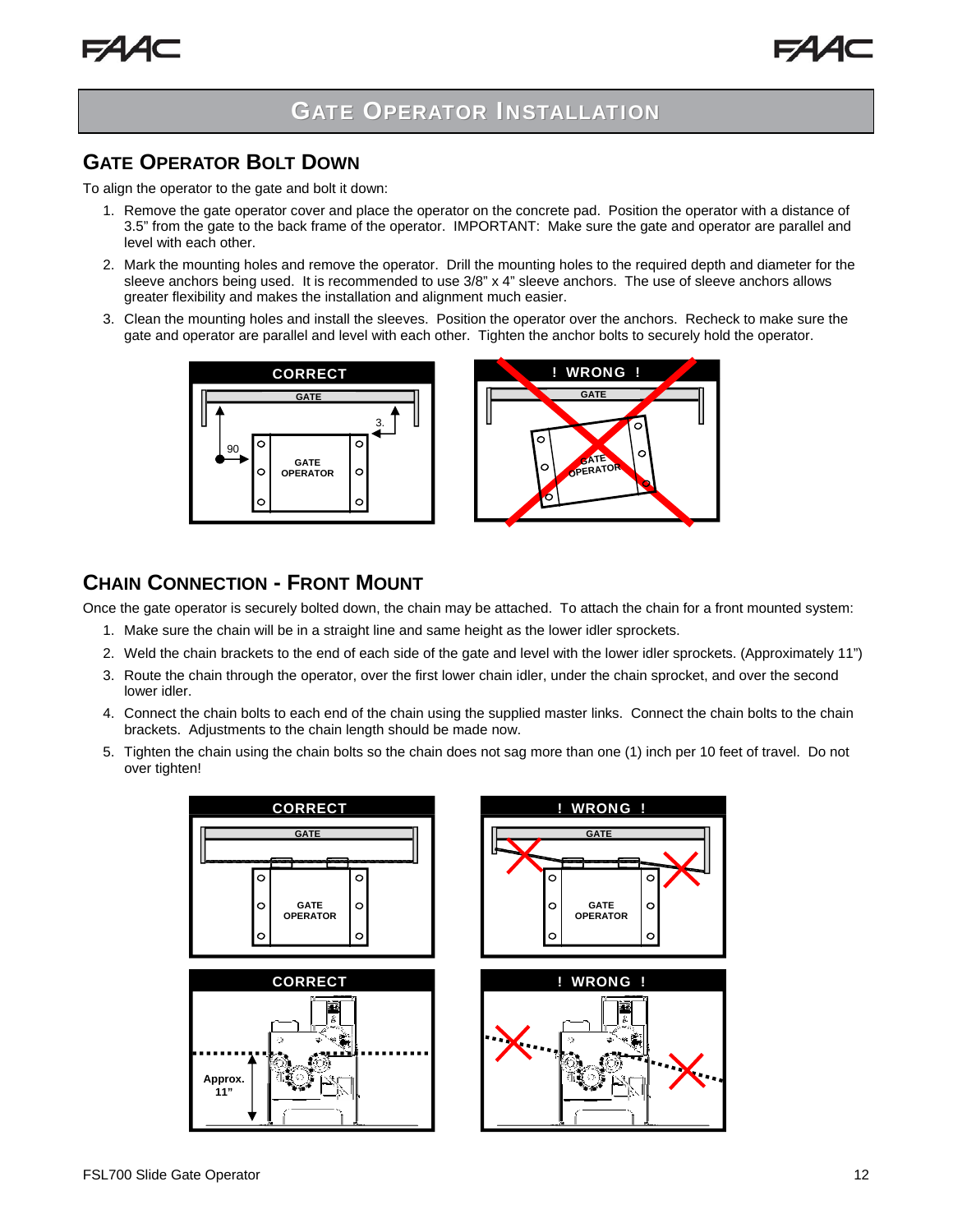# Gate Operator Installation

## Gate Operator Bolt Down

To align the operator to the gate and bolt it down:

1. Remove the gate operator cover and place the operator on the concrete pad. Position the operator with a distance of 3.5" from the gate to the back frame of the operator. IMPORTANT: Make sure the gate and operator are parallel and level with each other.
2. Mark the mounting holes and remove the operator. Drill the mounting holes to the required depth and diameter for the sleeve anchors being used. It is recommended to use 3/8" x 4" sleeve anchors. The use of sleeve anchors allows greater flexibility and makes the installation and alignment much easier.
3. Clean the mounting holes and install the sleeves. Position the operator over the anchors. Recheck to make sure the gate and operator are parallel and level with each other. Tighten the anchor bolts to securely hold the operator.

## Chain Connection - Front Mount

Once the gate operator is securely bolted down, the chain may be attached. To attach the chain for a front mounted system:

1. Make sure the chain will be in a straight line and same height as the lower idler sprockets.
2. Weld the chain brackets to the end of each side of the gate and level with the lower idler sprockets. (Approximately 11")
3. Route the chain through the operator, over the first lower chain idler, under the chain sprocket, and over the second lower idler.
4. Connect the chain bolts to each end of the chain using the supplied master links. Connect the chain bolts to the chain brackets. Adjustments to the chain length should be made now.
5. Tighten the chain using the chain bolts so the chain does not sag more than one (1) inch per 10 feet of travel. Do not over tighten!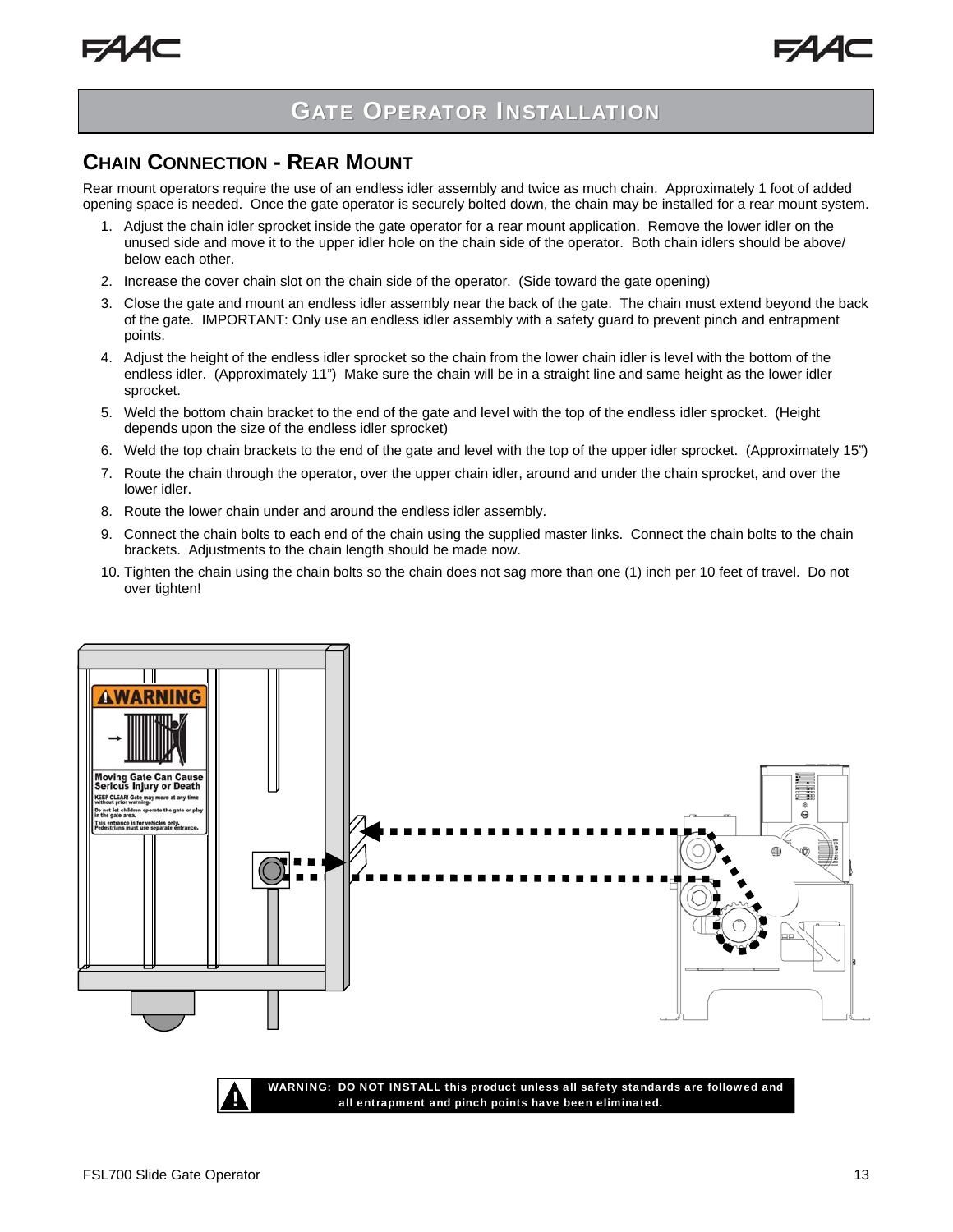# GATE OPERATOR INSTALLATION

## CHAIN CONNECTION - REAR MOUNT

Rear mount operators require the use of an endless idler assembly and twice as much chain. Approximately 1 foot of added opening space is needed. Once the gate operator is securely bolted down, the chain may be installed for a rear mount system.

1. Adjust the chain idler sprocket inside the gate operator for a rear mount application. Remove the lower idler on the unused side and move it to the upper idler hole on the chain side of the operator. Both chain idlers should be above/ below each other.
2. Increase the cover chain slot on the chain side of the operator. (Side toward the gate opening)
3. Close the gate and mount an endless idler assembly near the back of the gate. The chain must extend beyond the back of the gate. IMPORTANT: Only use an endless idler assembly with a safety guard to prevent pinch and entrapment points.
4. Adjust the height of the endless idler sprocket so the chain from the lower chain idler is level with the bottom of the endless idler. (Approximately 11") Make sure the chain will be in a straight line and same height as the lower idler sprocket.
5. Weld the bottom chain bracket to the end of the gate and level with the top of the endless idler sprocket. (Height depends upon the size of the endless idler sprocket)
6. Weld the top chain brackets to the end of the gate and level with the top of the upper idler sprocket. (Approximately 15")
7. Route the chain through the operator, over the upper chain idler, around and under the chain sprocket, and over the lower idler.
8. Route the lower chain under and around the endless idler assembly.
9. Connect the chain bolts to each end of the chain using the supplied master links. Connect the chain bolts to the chain brackets. Adjustments to the chain length should be made now.
10. Tighten the chain using the chain bolts so the chain does not sag more than one (1) inch per 10 feet of travel. Do not over tighten!

**WARNING: DO NOT INSTALL this product unless all safety standards are followed and all entrapment and pinch points have been eliminated.**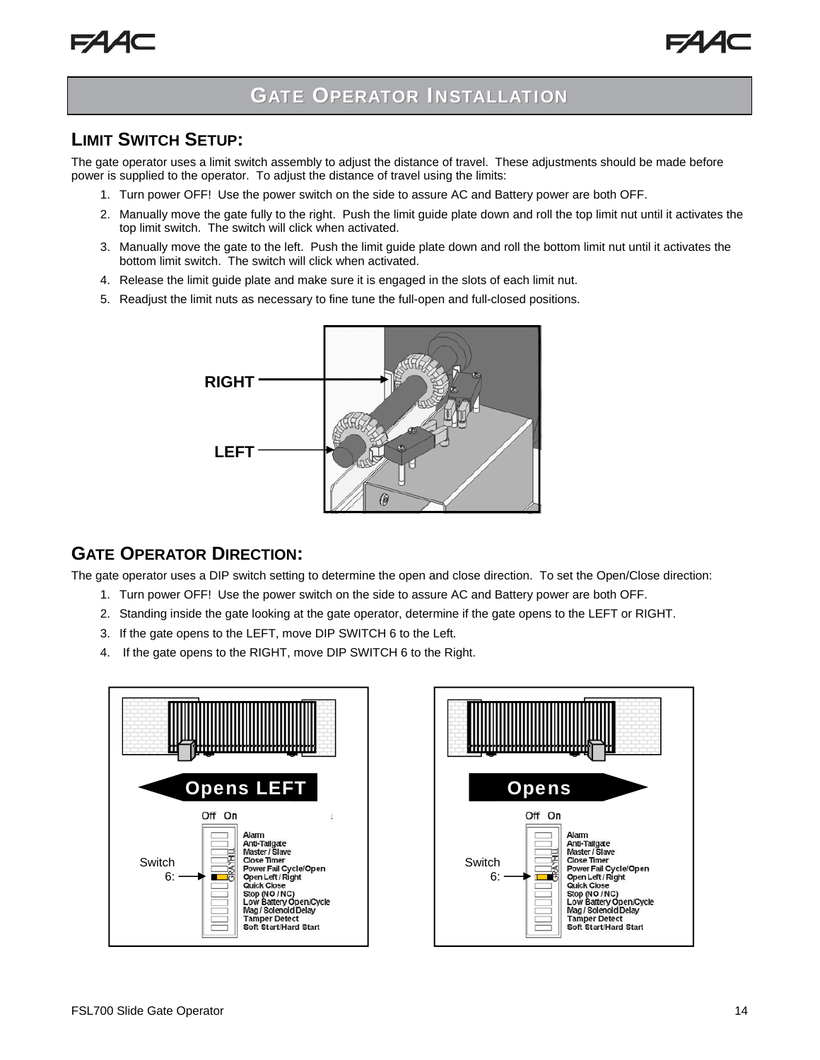## GATE OPERATOR INSTALLATION

### LIMIT SWITCH SETUP:

The gate operator uses a limit switch assembly to adjust the distance of travel. These adjustments should be made before power is supplied to the operator. To adjust the distance of travel using the limits:

1. Turn power OFF! Use the power switch on the side to assure AC and Battery power are both OFF.
2. Manually move the gate fully to the right. Push the limit guide plate down and roll the top limit nut until it activates the top limit switch. The switch will click when activated.
3. Manually move the gate to the left. Push the limit guide plate down and roll the bottom limit nut until it activates the bottom limit switch. The switch will click when activated.
4. Release the limit guide plate and make sure it is engaged in the slots of each limit nut.
5. Readjust the limit nuts as necessary to fine tune the full-open and full-closed positions.

RIGHT

LEFT

### GATE OPERATOR DIRECTION:

The gate operator uses a DIP switch setting to determine the open and close direction. To set the Open/Close direction:

1. Turn power OFF! Use the power switch on the side to assure AC and Battery power are both OFF.
2. Standing inside the gate looking at the gate operator, determine if the gate opens to the LEFT or RIGHT.
3. If the gate opens to the LEFT, move DIP SWITCH 6 to the Left.
4. If the gate opens to the RIGHT, move DIP SWITCH 6 to the Right.

Opens LEFT

Off On

Switch 6:

Alarm
Anti-Tailgate
Master / Slave
Close Timer
Power Fail Cycle/Open
Open Left / Right
Quick Close
Stop (NO / NC)
Low Battery Open/Cycle
Mag / Solenoid Delay
Tamper Detect
Soft Start/Hard Start

Opens

Off On

Switch 6:

Alarm
Anti-Tailgate
Master / Slave
Close Timer
Power Fail Cycle/Open
Open Left / Right
Quick Close
Stop (NO / NC)
Low Battery Open/Cycle
Mag / Solenoid Delay
Tamper Detect
Soft Start/Hard Start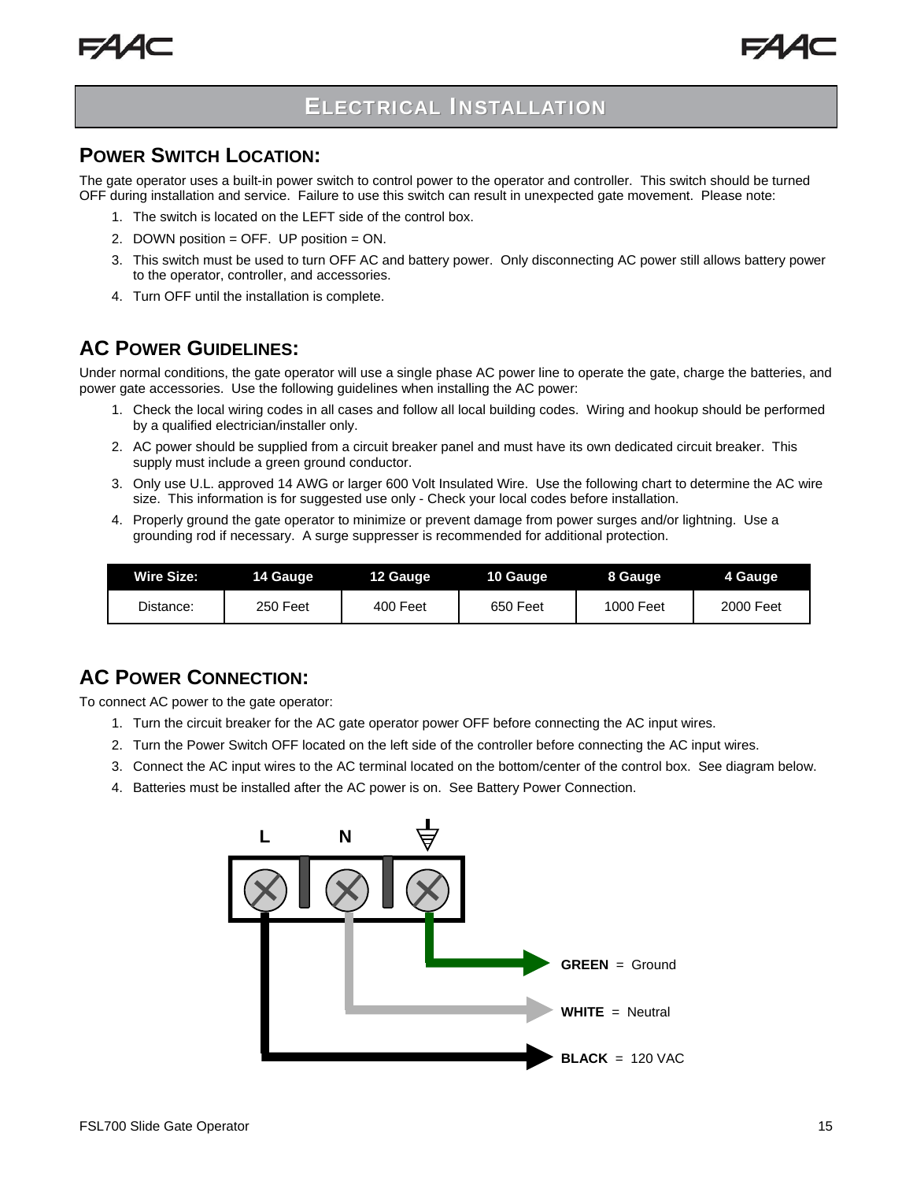# Electrical Installation

## Power Switch Location:

The gate operator uses a built-in power switch to control power to the operator and controller. This switch should be turned OFF during installation and service. Failure to use this switch can result in unexpected gate movement. Please note:

1. The switch is located on the LEFT side of the control box.
2. DOWN position = OFF. UP position = ON.
3. This switch must be used to turn OFF AC and battery power. Only disconnecting AC power still allows battery power to the operator, controller, and accessories.
4. Turn OFF until the installation is complete.

## AC Power Guidelines:

Under normal conditions, the gate operator will use a single phase AC power line to operate the gate, charge the batteries, and power gate accessories. Use the following guidelines when installing the AC power:

1. Check the local wiring codes in all cases and follow all local building codes. Wiring and hookup should be performed by a qualified electrician/installer only.
2. AC power should be supplied from a circuit breaker panel and must have its own dedicated circuit breaker. This supply must include a green ground conductor.
3. Only use U.L. approved 14 AWG or larger 600 Volt Insulated Wire. Use the following chart to determine the AC wire size. This information is for suggested use only - Check your local codes before installation.
4. Properly ground the gate operator to minimize or prevent damage from power surges and/or lightning. Use a grounding rod if necessary. A surge suppresser is recommended for additional protection.

| Wire Size: | 14 Gauge | 12 Gauge | 10 Gauge | 8 Gauge | 4 Gauge |
|---|---|---|---|---|---|
| Distance: | 250 Feet | 400 Feet | 650 Feet | 1000 Feet | 2000 Feet |

## AC Power Connection:

To connect AC power to the gate operator:

1. Turn the circuit breaker for the AC gate operator power OFF before connecting the AC input wires.
2. Turn the Power Switch OFF located on the left side of the controller before connecting the AC input wires.
3. Connect the AC input wires to the AC terminal located on the bottom/center of the control box. See diagram below.
4. Batteries must be installed after the AC power is on. See Battery Power Connection.

L N ⏚

**GREEN** = Ground

**WHITE** = Neutral

**BLACK** = 120 VAC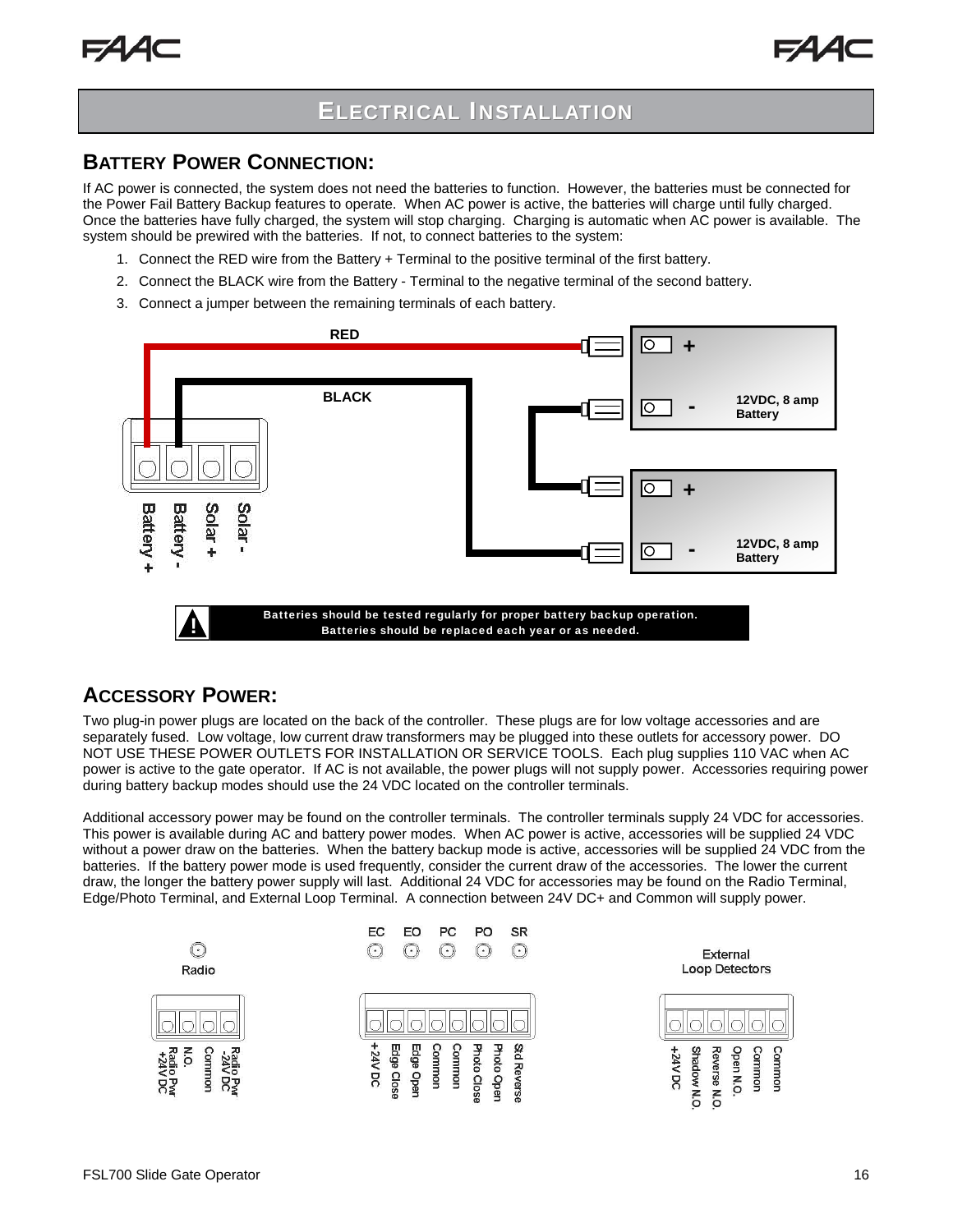# ELECTRICAL INSTALLATION

## BATTERY POWER CONNECTION:

If AC power is connected, the system does not need the batteries to function. However, the batteries must be connected for the Power Fail Battery Backup features to operate. When AC power is active, the batteries will charge until fully charged. Once the batteries have fully charged, the system will stop charging. Charging is automatic when AC power is available. The system should be prewired with the batteries. If not, to connect batteries to the system:

1. Connect the RED wire from the Battery + Terminal to the positive terminal of the first battery.
2. Connect the BLACK wire from the Battery - Terminal to the negative terminal of the second battery.
3. Connect a jumper between the remaining terminals of each battery.

RED

BLACK

12VDC, 8 amp Battery

12VDC, 8 amp Battery

Battery + | Battery - | Solar + | Solar -

**Batteries should be tested regularly for proper battery backup operation. Batteries should be replaced each year or as needed.**

## ACCESSORY POWER:

Two plug-in power plugs are located on the back of the controller. These plugs are for low voltage accessories and are separately fused. Low voltage, low current draw transformers may be plugged into these outlets for accessory power. DO NOT USE THESE POWER OUTLETS FOR INSTALLATION OR SERVICE TOOLS. Each plug supplies 110 VAC when AC power is active to the gate operator. If AC is not available, the power plugs will not supply power. Accessories requiring power during battery backup modes should use the 24 VDC located on the controller terminals.

Additional accessory power may be found on the controller terminals. The controller terminals supply 24 VDC for accessories. This power is available during AC and battery power modes. When AC power is active, accessories will be supplied 24 VDC without a power draw on the batteries. When the battery backup mode is active, accessories will be supplied 24 VDC from the batteries. If the battery power mode is used frequently, consider the current draw of the accessories. The lower the current draw, the longer the battery power supply will last. Additional 24 VDC for accessories may be found on the Radio Terminal, Edge/Photo Terminal, and External Loop Terminal. A connection between 24V DC+ and Common will supply power.

Radio: Radio Pwr +24V DC | N.O. | Common | Radio Pwr -24V DC

EC | EO | PC | PO | SR

+24V DC | Edge Close | Edge Open | Common | Common | Photo Close | Photo Open | Std Reverse

External Loop Detectors: +24V DC | Shadow N.O. | Reverse N.O. | Open N.O. | Common | Common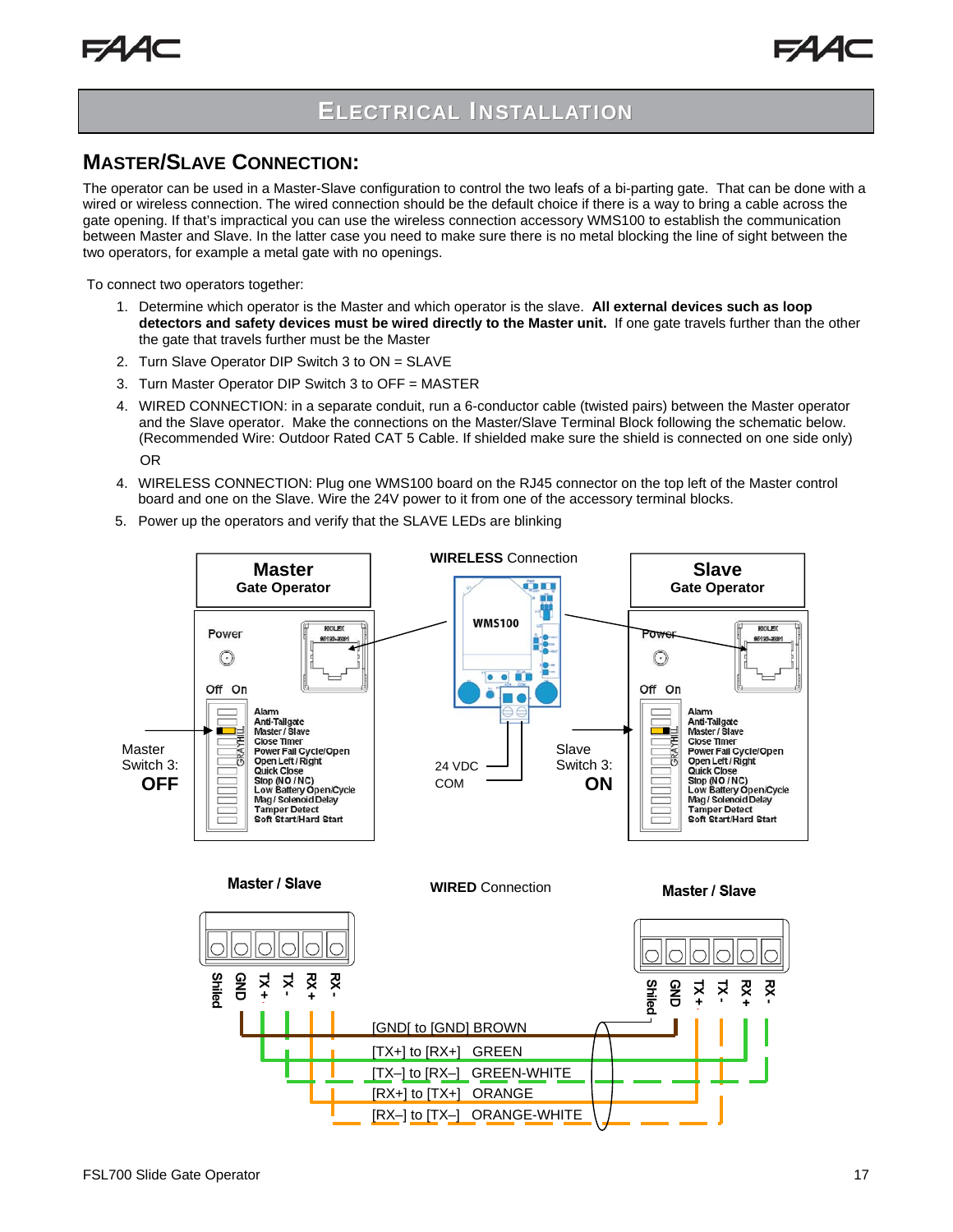# ELECTRICAL INSTALLATION

## MASTER/SLAVE CONNECTION:

The operator can be used in a Master-Slave configuration to control the two leafs of a bi-parting gate. That can be done with a wired or wireless connection. The wired connection should be the default choice if there is a way to bring a cable across the gate opening. If that's impractical you can use the wireless connection accessory WMS100 to establish the communication between Master and Slave. In the latter case you need to make sure there is no metal blocking the line of sight between the two operators, for example a metal gate with no openings.

To connect two operators together:

1. Determine which operator is the Master and which operator is the slave. **All external devices such as loop detectors and safety devices must be wired directly to the Master unit.** If one gate travels further than the other the gate that travels further must be the Master
2. Turn Slave Operator DIP Switch 3 to ON = SLAVE
3. Turn Master Operator DIP Switch 3 to OFF = MASTER
4. WIRED CONNECTION: in a separate conduit, run a 6-conductor cable (twisted pairs) between the Master operator and the Slave operator. Make the connections on the Master/Slave Terminal Block following the schematic below. (Recommended Wire: Outdoor Rated CAT 5 Cable. If shielded make sure the shield is connected on one side only)

   OR

4. WIRELESS CONNECTION: Plug one WMS100 board on the RJ45 connector on the top left of the Master control board and one on the Slave. Wire the 24V power to it from one of the accessory terminal blocks.
5. Power up the operators and verify that the SLAVE LEDs are blinking

**Master** Gate Operator — **WIRELESS** Connection — **Slave** Gate Operator

WMS100

Power | Off On | Alarm, Anti-Tailgate, Master / Slave, Close Timer, Power Fail Cycle/Open, Open Left / Right, Quick Close, Stop (NO / NC), Low Battery Open/Cycle, Mag / Solenoid Delay, Tamper Detect, Soft Start/Hard Start

Master Switch 3: **OFF**

24 VDC
COM

Slave Switch 3: **ON**

**Master / Slave** — **WIRED** Connection — **Master / Slave**

Shield, GND, TX +, TX -, RX +, RX -

[GND[ to [GND] BROWN
[TX+] to [RX+] GREEN
[TX–] to [RX–] GREEN-WHITE
[RX+] to [TX+] ORANGE
[RX–] to [TX–] ORANGE-WHITE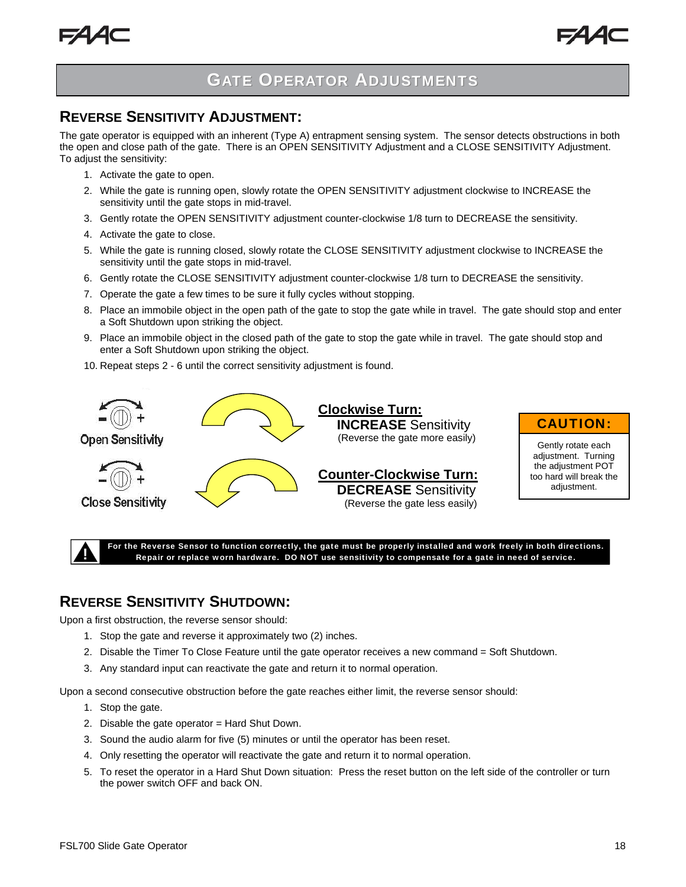## GATE OPERATOR ADJUSTMENTS

### REVERSE SENSITIVITY ADJUSTMENT:

The gate operator is equipped with an inherent (Type A) entrapment sensing system. The sensor detects obstructions in both the open and close path of the gate. There is an OPEN SENSITIVITY Adjustment and a CLOSE SENSITIVITY Adjustment. To adjust the sensitivity:

1. Activate the gate to open.
2. While the gate is running open, slowly rotate the OPEN SENSITIVITY adjustment clockwise to INCREASE the sensitivity until the gate stops in mid-travel.
3. Gently rotate the OPEN SENSITIVITY adjustment counter-clockwise 1/8 turn to DECREASE the sensitivity.
4. Activate the gate to close.
5. While the gate is running closed, slowly rotate the CLOSE SENSITIVITY adjustment clockwise to INCREASE the sensitivity until the gate stops in mid-travel.
6. Gently rotate the CLOSE SENSITIVITY adjustment counter-clockwise 1/8 turn to DECREASE the sensitivity.
7. Operate the gate a few times to be sure it fully cycles without stopping.
8. Place an immobile object in the open path of the gate to stop the gate while in travel. The gate should stop and enter a Soft Shutdown upon striking the object.
9. Place an immobile object in the closed path of the gate to stop the gate while in travel. The gate should stop and enter a Soft Shutdown upon striking the object.
10. Repeat steps 2 - 6 until the correct sensitivity adjustment is found.

Open Sensitivity

Close Sensitivity

**Clockwise Turn:**
**INCREASE** Sensitivity
(Reverse the gate more easily)

**Counter-Clockwise Turn:**
**DECREASE** Sensitivity
(Reverse the gate less easily)

**CAUTION:**
Gently rotate each adjustment. Turning the adjustment POT too hard will break the adjustment.

**For the Reverse Sensor to function correctly, the gate must be properly installed and work freely in both directions. Repair or replace worn hardware. DO NOT use sensitivity to compensate for a gate in need of service.**

### REVERSE SENSITIVITY SHUTDOWN:

Upon a first obstruction, the reverse sensor should:

1. Stop the gate and reverse it approximately two (2) inches.
2. Disable the Timer To Close Feature until the gate operator receives a new command = Soft Shutdown.
3. Any standard input can reactivate the gate and return it to normal operation.

Upon a second consecutive obstruction before the gate reaches either limit, the reverse sensor should:

1. Stop the gate.
2. Disable the gate operator = Hard Shut Down.
3. Sound the audio alarm for five (5) minutes or until the operator has been reset.
4. Only resetting the operator will reactivate the gate and return it to normal operation.
5. To reset the operator in a Hard Shut Down situation: Press the reset button on the left side of the controller or turn the power switch OFF and back ON.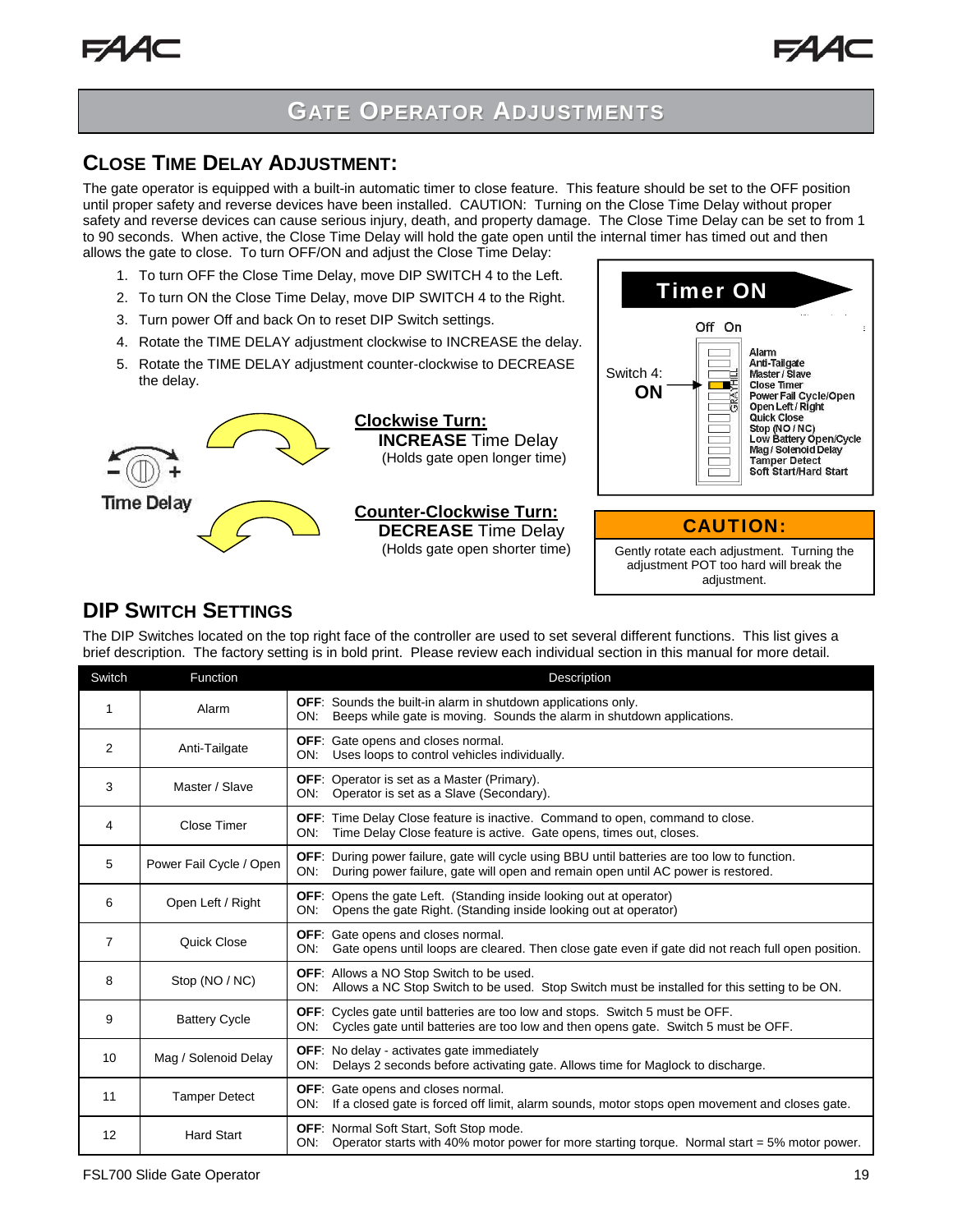# Gate Operator Adjustments

## Close Time Delay Adjustment:

The gate operator is equipped with a built-in automatic timer to close feature. This feature should be set to the OFF position until proper safety and reverse devices have been installed. CAUTION: Turning on the Close Time Delay without proper safety and reverse devices can cause serious injury, death, and property damage. The Close Time Delay can be set to from 1 to 90 seconds. When active, the Close Time Delay will hold the gate open until the internal timer has timed out and then allows the gate to close. To turn OFF/ON and adjust the Close Time Delay:

1. To turn OFF the Close Time Delay, move DIP SWITCH 4 to the Left.
2. To turn ON the Close Time Delay, move DIP SWITCH 4 to the Right.
3. Turn power Off and back On to reset DIP Switch settings.
4. Rotate the TIME DELAY adjustment clockwise to INCREASE the delay.
5. Rotate the TIME DELAY adjustment counter-clockwise to DECREASE the delay.

Time Delay

**Clockwise Turn:**
**INCREASE** Time Delay
(Holds gate open longer time)

**Counter-Clockwise Turn:**
**DECREASE** Time Delay
(Holds gate open shorter time)

**Timer ON**

Switch 4: **ON**

Off On

Alarm
Anti-Tailgate
Master / Slave
Close Timer
Power Fail Cycle/Open
Open Left / Right
Quick Close
Stop (NO / NC)
Low Battery Open/Cycle
Mag / Solenoid Delay
Tamper Detect
Soft Start/Hard Start

**CAUTION:**

Gently rotate each adjustment. Turning the adjustment POT too hard will break the adjustment.

## DIP Switch Settings

The DIP Switches located on the top right face of the controller are used to set several different functions. This list gives a brief description. The factory setting is in bold print. Please review each individual section in this manual for more detail.

| Switch | Function | Description |
|---|---|---|
| 1 | Alarm | **OFF**: Sounds the built-in alarm in shutdown applications only.<br>ON: Beeps while gate is moving. Sounds the alarm in shutdown applications. |
| 2 | Anti-Tailgate | **OFF**: Gate opens and closes normal.<br>ON: Uses loops to control vehicles individually. |
| 3 | Master / Slave | **OFF**: Operator is set as a Master (Primary).<br>ON: Operator is set as a Slave (Secondary). |
| 4 | Close Timer | **OFF**: Time Delay Close feature is inactive. Command to open, command to close.<br>ON: Time Delay Close feature is active. Gate opens, times out, closes. |
| 5 | Power Fail Cycle / Open | **OFF**: During power failure, gate will cycle using BBU until batteries are too low to function.<br>ON: During power failure, gate will open and remain open until AC power is restored. |
| 6 | Open Left / Right | **OFF**: Opens the gate Left. (Standing inside looking out at operator)<br>ON: Opens the gate Right. (Standing inside looking out at operator) |
| 7 | Quick Close | **OFF**: Gate opens and closes normal.<br>ON: Gate opens until loops are cleared. Then close gate even if gate did not reach full open position. |
| 8 | Stop (NO / NC) | **OFF**: Allows a NO Stop Switch to be used.<br>ON: Allows a NC Stop Switch to be used. Stop Switch must be installed for this setting to be ON. |
| 9 | Battery Cycle | **OFF**: Cycles gate until batteries are too low and stops. Switch 5 must be OFF.<br>ON: Cycles gate until batteries are too low and then opens gate. Switch 5 must be OFF. |
| 10 | Mag / Solenoid Delay | **OFF**: No delay - activates gate immediately<br>ON: Delays 2 seconds before activating gate. Allows time for Maglock to discharge. |
| 11 | Tamper Detect | **OFF**: Gate opens and closes normal.<br>ON: If a closed gate is forced off limit, alarm sounds, motor stops open movement and closes gate. |
| 12 | Hard Start | **OFF**: Normal Soft Start, Soft Stop mode.<br>ON: Operator starts with 40% motor power for more starting torque. Normal start = 5% motor power. |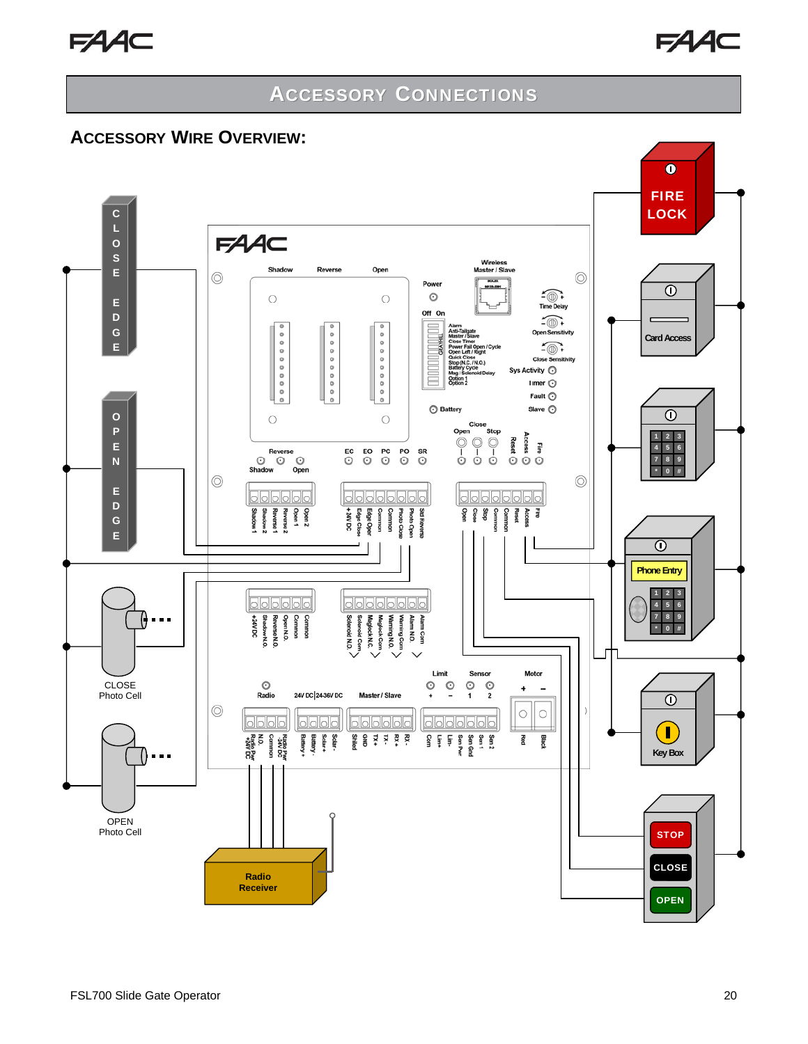# Accessory Connections

## Accessory Wire Overview: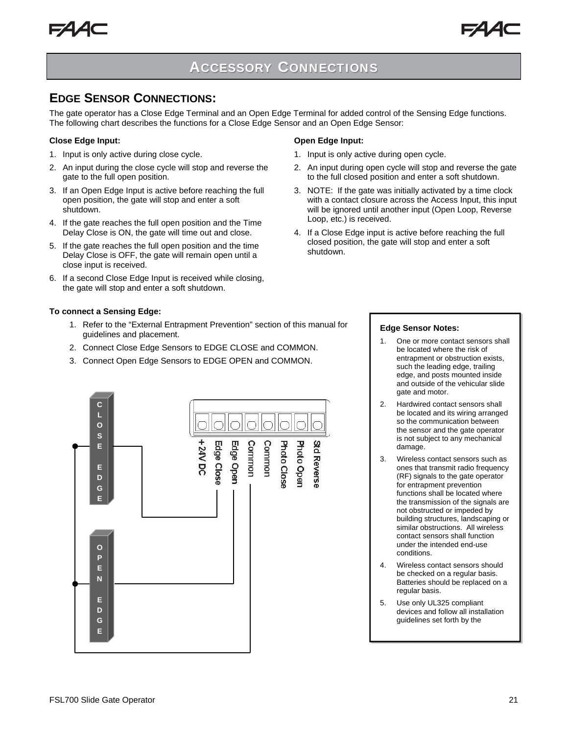# ACCESSORY CONNECTIONS

## EDGE SENSOR CONNECTIONS:

The gate operator has a Close Edge Terminal and an Open Edge Terminal for added control of the Sensing Edge functions. The following chart describes the functions for a Close Edge Sensor and an Open Edge Sensor:

**Close Edge Input:**

1. Input is only active during close cycle.
2. An input during the close cycle will stop and reverse the gate to the full open position.
3. If an Open Edge Input is active before reaching the full open position, the gate will stop and enter a soft shutdown.
4. If the gate reaches the full open position and the Time Delay Close is ON, the gate will time out and close.
5. If the gate reaches the full open position and the time Delay Close is OFF, the gate will remain open until a close input is received.
6. If a second Close Edge Input is received while closing, the gate will stop and enter a soft shutdown.

**Open Edge Input:**

1. Input is only active during open cycle.
2. An input during open cycle will stop and reverse the gate to the full closed position and enter a soft shutdown.
3. NOTE: If the gate was initially activated by a time clock with a contact closure across the Access Input, this input will be ignored until another input (Open Loop, Reverse Loop, etc.) is received.
4. If a Close Edge input is active before reaching the full closed position, the gate will stop and enter a soft shutdown.

**To connect a Sensing Edge:**

1. Refer to the “External Entrapment Prevention” section of this manual for guidelines and placement.
2. Connect Close Edge Sensors to EDGE CLOSE and COMMON.
3. Connect Open Edge Sensors to EDGE OPEN and COMMON.

CLOSE EDGE

OPEN EDGE

+24V DC | Edge Close | Edge Open | Common | Common | Photo Close | Photo Open | Std Reverse

**Edge Sensor Notes:**

1. One or more contact sensors shall be located where the risk of entrapment or obstruction exists, such the leading edge, trailing edge, and posts mounted inside and outside of the vehicular slide gate and motor.
2. Hardwired contact sensors shall be located and its wiring arranged so the communication between the sensor and the gate operator is not subject to any mechanical damage.
3. Wireless contact sensors such as ones that transmit radio frequency (RF) signals to the gate operator for entrapment prevention functions shall be located where the transmission of the signals are not obstructed or impeded by building structures, landscaping or similar obstructions. All wireless contact sensors shall function under the intended end-use conditions.
4. Wireless contact sensors should be checked on a regular basis. Batteries should be replaced on a regular basis.
5. Use only UL325 compliant devices and follow all installation guidelines set forth by the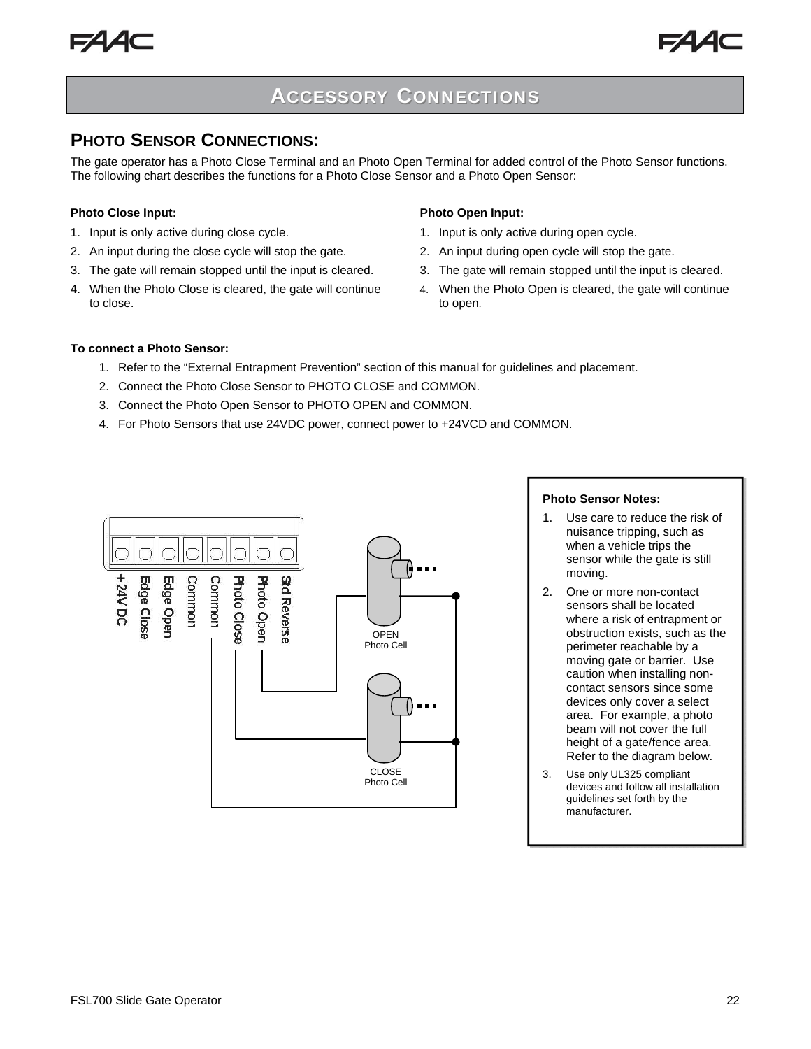## ACCESSORY CONNECTIONS

### PHOTO SENSOR CONNECTIONS:

The gate operator has a Photo Close Terminal and an Photo Open Terminal for added control of the Photo Sensor functions. The following chart describes the functions for a Photo Close Sensor and a Photo Open Sensor:

**Photo Close Input:**

1. Input is only active during close cycle.
2. An input during the close cycle will stop the gate.
3. The gate will remain stopped until the input is cleared.
4. When the Photo Close is cleared, the gate will continue to close.

**Photo Open Input:**

1. Input is only active during open cycle.
2. An input during open cycle will stop the gate.
3. The gate will remain stopped until the input is cleared.
4. When the Photo Open is cleared, the gate will continue to open.

**To connect a Photo Sensor:**

1. Refer to the "External Entrapment Prevention" section of this manual for guidelines and placement.
2. Connect the Photo Close Sensor to PHOTO CLOSE and COMMON.
3. Connect the Photo Open Sensor to PHOTO OPEN and COMMON.
4. For Photo Sensors that use 24VDC power, connect power to +24VCD and COMMON.

+ 24V DC | Edge Close | Edge Open | Common | Common | Photo Close | Photo Open | Std Reverse

OPEN Photo Cell

CLOSE Photo Cell

**Photo Sensor Notes:**

1. Use care to reduce the risk of nuisance tripping, such as when a vehicle trips the sensor while the gate is still moving.
2. One or more non-contact sensors shall be located where a risk of entrapment or obstruction exists, such as the perimeter reachable by a moving gate or barrier. Use caution when installing non-contact sensors since some devices only cover a select area. For example, a photo beam will not cover the full height of a gate/fence area. Refer to the diagram below.
3. Use only UL325 compliant devices and follow all installation guidelines set forth by the manufacturer.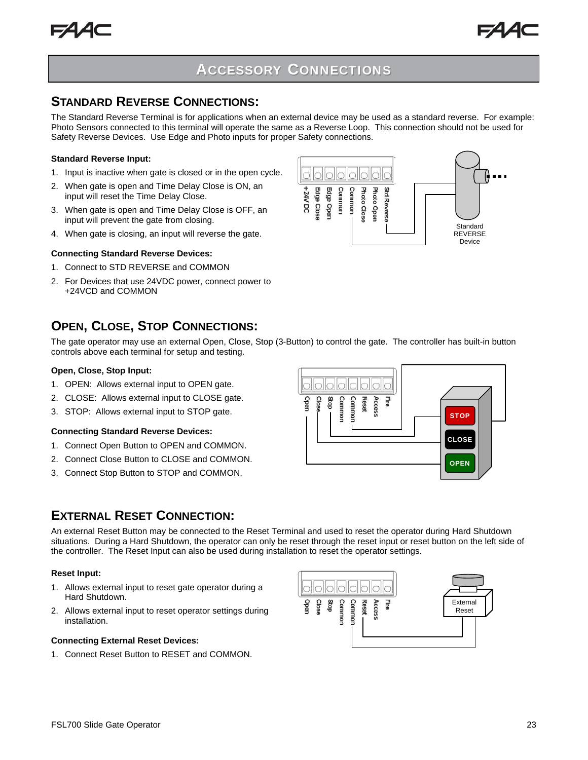# Accessory Connections

## Standard Reverse Connections:

The Standard Reverse Terminal is for applications when an external device may be used as a standard reverse. For example: Photo Sensors connected to this terminal will operate the same as a Reverse Loop. This connection should not be used for Safety Reverse Devices. Use Edge and Photo inputs for proper Safety connections.

**Standard Reverse Input:**

1. Input is inactive when gate is closed or in the open cycle.
2. When gate is open and Time Delay Close is ON, an input will reset the Time Delay Close.
3. When gate is open and Time Delay Close is OFF, an input will prevent the gate from closing.
4. When gate is closing, an input will reverse the gate.

**Connecting Standard Reverse Devices:**

1. Connect to STD REVERSE and COMMON
2. For Devices that use 24VDC power, connect power to +24VCD and COMMON

## Open, Close, Stop Connections:

The gate operator may use an external Open, Close, Stop (3-Button) to control the gate. The controller has built-in button controls above each terminal for setup and testing.

**Open, Close, Stop Input:**

1. OPEN: Allows external input to OPEN gate.
2. CLOSE: Allows external input to CLOSE gate.
3. STOP: Allows external input to STOP gate.

**Connecting Standard Reverse Devices:**

1. Connect Open Button to OPEN and COMMON.
2. Connect Close Button to CLOSE and COMMON.
3. Connect Stop Button to STOP and COMMON.

## External Reset Connection:

An external Reset Button may be connected to the Reset Terminal and used to reset the operator during Hard Shutdown situations. During a Hard Shutdown, the operator can only be reset through the reset input or reset button on the left side of the controller. The Reset Input can also be used during installation to reset the operator settings.

**Reset Input:**

1. Allows external input to reset gate operator during a Hard Shutdown.
2. Allows external input to reset operator settings during installation.

**Connecting External Reset Devices:**

1. Connect Reset Button to RESET and COMMON.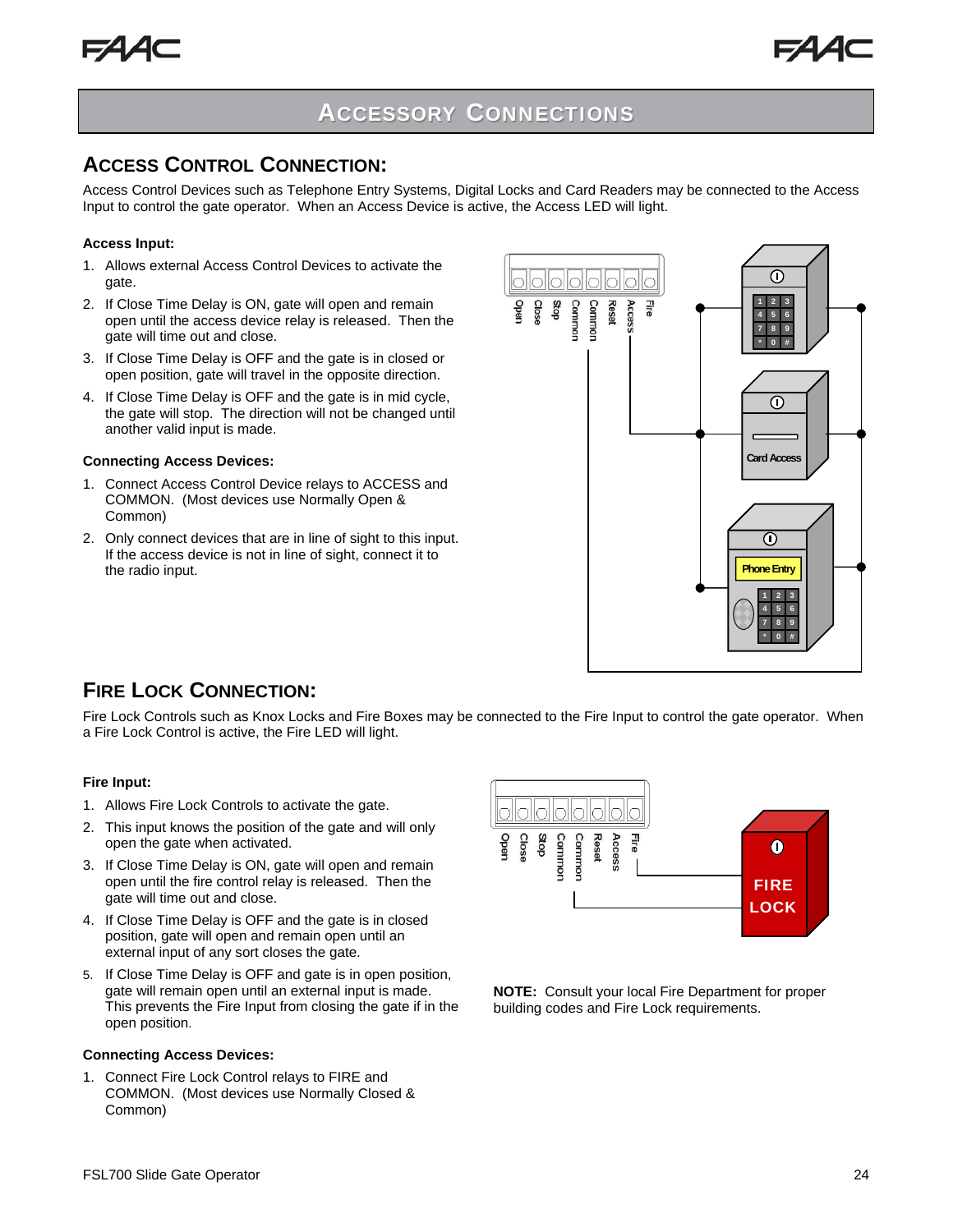# Accessory Connections

## Access Control Connection:

Access Control Devices such as Telephone Entry Systems, Digital Locks and Card Readers may be connected to the Access Input to control the gate operator. When an Access Device is active, the Access LED will light.

**Access Input:**

1. Allows external Access Control Devices to activate the gate.
2. If Close Time Delay is ON, gate will open and remain open until the access device relay is released. Then the gate will time out and close.
3. If Close Time Delay is OFF and the gate is in closed or open position, gate will travel in the opposite direction.
4. If Close Time Delay is OFF and the gate is in mid cycle, the gate will stop. The direction will not be changed until another valid input is made.

**Connecting Access Devices:**

1. Connect Access Control Device relays to ACCESS and COMMON. (Most devices use Normally Open & Common)
2. Only connect devices that are in line of sight to this input. If the access device is not in line of sight, connect it to the radio input.

## Fire Lock Connection:

Fire Lock Controls such as Knox Locks and Fire Boxes may be connected to the Fire Input to control the gate operator. When a Fire Lock Control is active, the Fire LED will light.

**Fire Input:**

1. Allows Fire Lock Controls to activate the gate.
2. This input knows the position of the gate and will only open the gate when activated.
3. If Close Time Delay is ON, gate will open and remain open until the fire control relay is released. Then the gate will time out and close.
4. If Close Time Delay is OFF and the gate is in closed position, gate will open and remain open until an external input of any sort closes the gate.
5. If Close Time Delay is OFF and gate is in open position, gate will remain open until an external input is made. This prevents the Fire Input from closing the gate if in the open position.

**Connecting Access Devices:**

1. Connect Fire Lock Control relays to FIRE and COMMON. (Most devices use Normally Closed & Common)

**NOTE:** Consult your local Fire Department for proper building codes and Fire Lock requirements.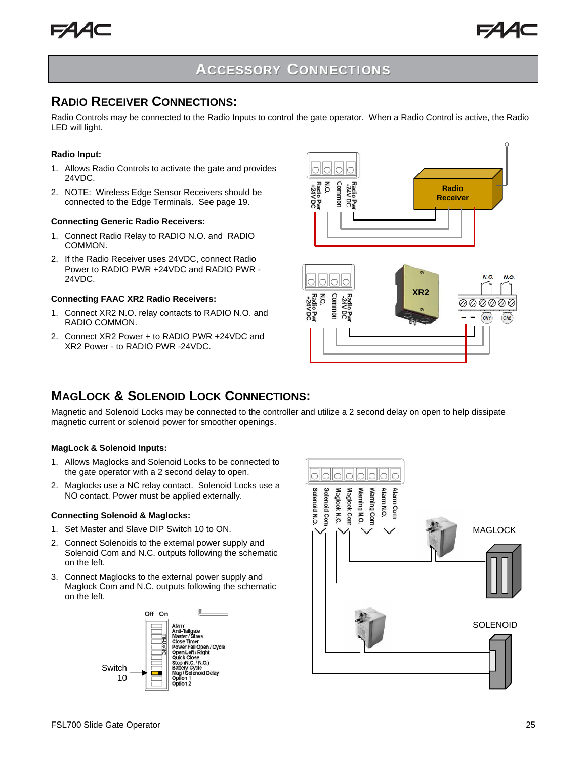# Accessory Connections

## Radio Receiver Connections:

Radio Controls may be connected to the Radio Inputs to control the gate operator. When a Radio Control is active, the Radio LED will light.

### Radio Input:

1. Allows Radio Controls to activate the gate and provides 24VDC.
2. NOTE: Wireless Edge Sensor Receivers should be connected to the Edge Terminals. See page 19.

### Connecting Generic Radio Receivers:

1. Connect Radio Relay to RADIO N.O. and RADIO COMMON.
2. If the Radio Receiver uses 24VDC, connect Radio Power to RADIO PWR +24VDC and RADIO PWR -24VDC.

### Connecting FAAC XR2 Radio Receivers:

1. Connect XR2 N.O. relay contacts to RADIO N.O. and RADIO COMMON.
2. Connect XR2 Power + to RADIO PWR +24VDC and XR2 Power - to RADIO PWR -24VDC.

Radio Pwr +24V DC, N.O., Common, Radio Pwr -24V DC — Radio Receiver

Radio Pwr +24V DC, N.O., Common, Radio Pwr -24V DC — XR2 (N.O., N.O., + −, CH1, CH2)

## MagLock & Solenoid Lock Connections:

Magnetic and Solenoid Locks may be connected to the controller and utilize a 2 second delay on open to help dissipate magnetic current or solenoid power for smoother openings.

### MagLock & Solenoid Inputs:

1. Allows Maglocks and Solenoid Locks to be connected to the gate operator with a 2 second delay to open.
2. Maglocks use a NC relay contact. Solenoid Locks use a NO contact. Power must be applied externally.

### Connecting Solenoid & Maglocks:

1. Set Master and Slave DIP Switch 10 to ON.
2. Connect Solenoids to the external power supply and Solenoid Com and N.C. outputs following the schematic on the left.
3. Connect Maglocks to the external power supply and Maglock Com and N.C. outputs following the schematic on the left.

Off On — Alarm, Anti-Tailgate, Master / Slave, Close Timer, Power Fail Open / Cycle, Open Left / Right, Quick Close, Stop (N.C. / N.O.), Battery Cycle, Mag / Solenoid Delay, Option 1, Option 2

Switch 10

Solenoid N.O., Solenoid Com, Maglock N.C., Maglock Com, Warning N.O., Warning Com, Alarm N.O., Alarm Com

MAGLOCK

SOLENOID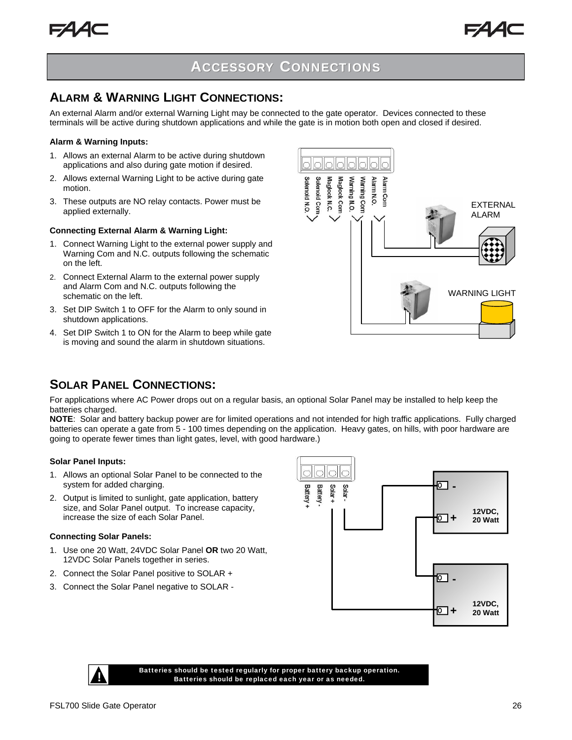# ACCESSORY CONNECTIONS

## ALARM & WARNING LIGHT CONNECTIONS:

An external Alarm and/or external Warning Light may be connected to the gate operator. Devices connected to these terminals will be active during shutdown applications and while the gate is in motion both open and closed if desired.

**Alarm & Warning Inputs:**

1. Allows an external Alarm to be active during shutdown applications and also during gate motion if desired.
2. Allows external Warning Light to be active during gate motion.
3. These outputs are NO relay contacts. Power must be applied externally.

**Connecting External Alarm & Warning Light:**

1. Connect Warning Light to the external power supply and Warning Com and N.C. outputs following the schematic on the left.
2. Connect External Alarm to the external power supply and Alarm Com and N.C. outputs following the schematic on the left.
3. Set DIP Switch 1 to OFF for the Alarm to only sound in shutdown applications.
4. Set DIP Switch 1 to ON for the Alarm to beep while gate is moving and sound the alarm in shutdown situations.

Solenoid N.O. | Solenoid Com | Maglock N.C. | Maglock Com | Warning N.O. | Warning Com | Alarm N.O. | Alarm Com

EXTERNAL ALARM

WARNING LIGHT

## SOLAR PANEL CONNECTIONS:

For applications where AC Power drops out on a regular basis, an optional Solar Panel may be installed to help keep the batteries charged.

**NOTE**: Solar and battery backup power are for limited operations and not intended for high traffic applications. Fully charged batteries can operate a gate from 5 - 100 times depending on the application. Heavy gates, on hills, with poor hardware are going to operate fewer times than light gates, level, with good hardware.)

**Solar Panel Inputs:**

1. Allows an optional Solar Panel to be connected to the system for added charging.
2. Output is limited to sunlight, gate application, battery size, and Solar Panel output. To increase capacity, increase the size of each Solar Panel.

**Connecting Solar Panels:**

1. Use one 20 Watt, 24VDC Solar Panel **OR** two 20 Watt, 12VDC Solar Panels together in series.
2. Connect the Solar Panel positive to SOLAR +
3. Connect the Solar Panel negative to SOLAR -

Battery + | Battery - | Solar + | Solar -

12VDC, 20 Watt

12VDC, 20 Watt

**Batteries should be tested regularly for proper battery backup operation. Batteries should be replaced each year or as needed.**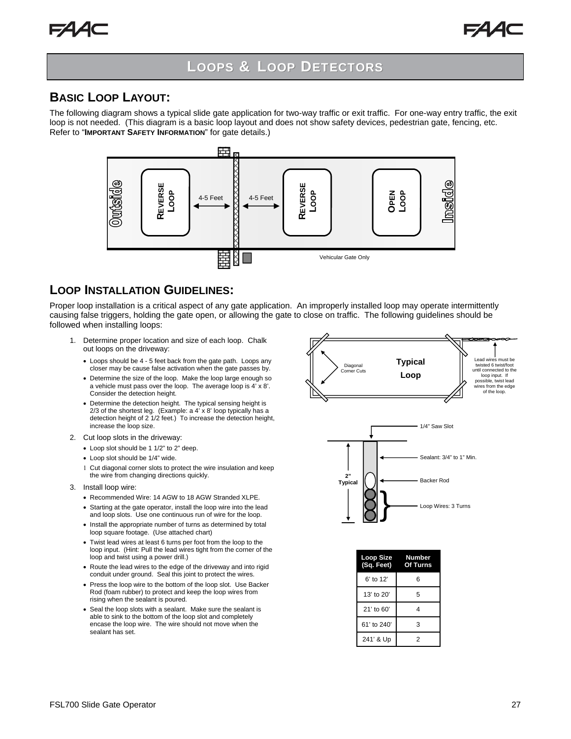# LOOPS & LOOP DETECTORS

## BASIC LOOP LAYOUT:

The following diagram shows a typical slide gate application for two-way traffic or exit traffic. For one-way entry traffic, the exit loop is not needed. (This diagram is a basic loop layout and does not show safety devices, pedestrian gate, fencing, etc. Refer to "**IMPORTANT SAFETY INFORMATION**" for gate details.)

Outside — REVERSE LOOP — 4-5 Feet — [gate] — 4-5 Feet — REVERSE LOOP — OPEN LOOP — Inside

Vehicular Gate Only

## LOOP INSTALLATION GUIDELINES:

Proper loop installation is a critical aspect of any gate application. An improperly installed loop may operate intermittently causing false triggers, holding the gate open, or allowing the gate to close on traffic. The following guidelines should be followed when installing loops:

1. Determine proper location and size of each loop. Chalk out loops on the driveway:
   - Loops should be 4 - 5 feet back from the gate path. Loops any closer may be cause false activation when the gate passes by.
   - Determine the size of the loop. Make the loop large enough so a vehicle must pass over the loop. The average loop is 4' x 8'. Consider the detection height.
   - Determine the detection height. The typical sensing height is 2/3 of the shortest leg. (Example: a 4' x 8' loop typically has a detection height of 2 1/2 feet.) To increase the detection height, increase the loop size.
2. Cut loop slots in the driveway:
   - Loop slot should be 1 1/2" to 2" deep.
   - Loop slot should be 1/4" wide.
   - Cut diagonal corner slots to protect the wire insulation and keep the wire from changing directions quickly.
3. Install loop wire:
   - Recommended Wire: 14 AGW to 18 AGW Stranded XLPE.
   - Starting at the gate operator, install the loop wire into the lead and loop slots. Use one continuous run of wire for the loop.
   - Install the appropriate number of turns as determined by total loop square footage. (Use attached chart)
   - Twist lead wires at least 6 turns per foot from the loop to the loop input. (Hint: Pull the lead wires tight from the corner of the loop and twist using a power drill.)
   - Route the lead wires to the edge of the driveway and into rigid conduit under ground. Seal this joint to protect the wires.
   - Press the loop wire to the bottom of the loop slot. Use Backer Rod (foam rubber) to protect and keep the loop wires from rising when the sealant is poured.
   - Seal the loop slots with a sealant. Make sure the sealant is able to sink to the bottom of the loop slot and completely encase the loop wire. The wire should not move when the sealant has set.

Typical Loop — Diagonal Corner Cuts — Lead wires must be twisted 6 twist/foot until connected to the loop input. If possible, twist lead wires from the edge of the loop.

1/4" Saw Slot — Sealant: 3/4" to 1" Min. — Backer Rod — Loop Wires: 3 Turns — 2" Typical

| Loop Size (Sq. Feet) | Number Of Turns |
|---|---|
| 6' to 12' | 6 |
| 13' to 20' | 5 |
| 21' to 60' | 4 |
| 61' to 240' | 3 |
| 241' & Up | 2 |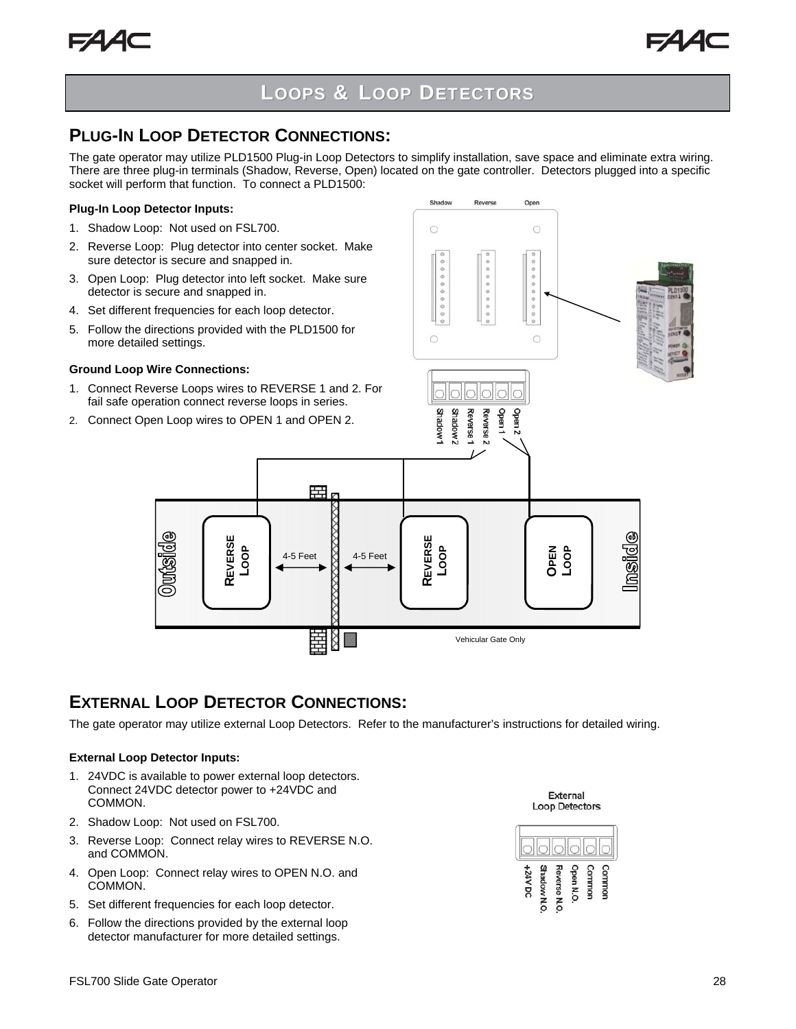# LOOPS & LOOP DETECTORS

## PLUG-IN LOOP DETECTOR CONNECTIONS:

The gate operator may utilize PLD1500 Plug-in Loop Detectors to simplify installation, save space and eliminate extra wiring. There are three plug-in terminals (Shadow, Reverse, Open) located on the gate controller. Detectors plugged into a specific socket will perform that function. To connect a PLD1500:

**Plug-In Loop Detector Inputs:**

1. Shadow Loop: Not used on FSL700.
2. Reverse Loop: Plug detector into center socket. Make sure detector is secure and snapped in.
3. Open Loop: Plug detector into left socket. Make sure detector is secure and snapped in.
4. Set different frequencies for each loop detector.
5. Follow the directions provided with the PLD1500 for more detailed settings.

**Ground Loop Wire Connections:**

1. Connect Reverse Loops wires to REVERSE 1 and 2. For fail safe operation connect reverse loops in series.
2. Connect Open Loop wires to OPEN 1 and OPEN 2.

## EXTERNAL LOOP DETECTOR CONNECTIONS:

The gate operator may utilize external Loop Detectors. Refer to the manufacturer's instructions for detailed wiring.

**External Loop Detector Inputs:**

1. 24VDC is available to power external loop detectors. Connect 24VDC detector power to +24VDC and COMMON.
2. Shadow Loop: Not used on FSL700.
3. Reverse Loop: Connect relay wires to REVERSE N.O. and COMMON.
4. Open Loop: Connect relay wires to OPEN N.O. and COMMON.
5. Set different frequencies for each loop detector.
6. Follow the directions provided by the external loop detector manufacturer for more detailed settings.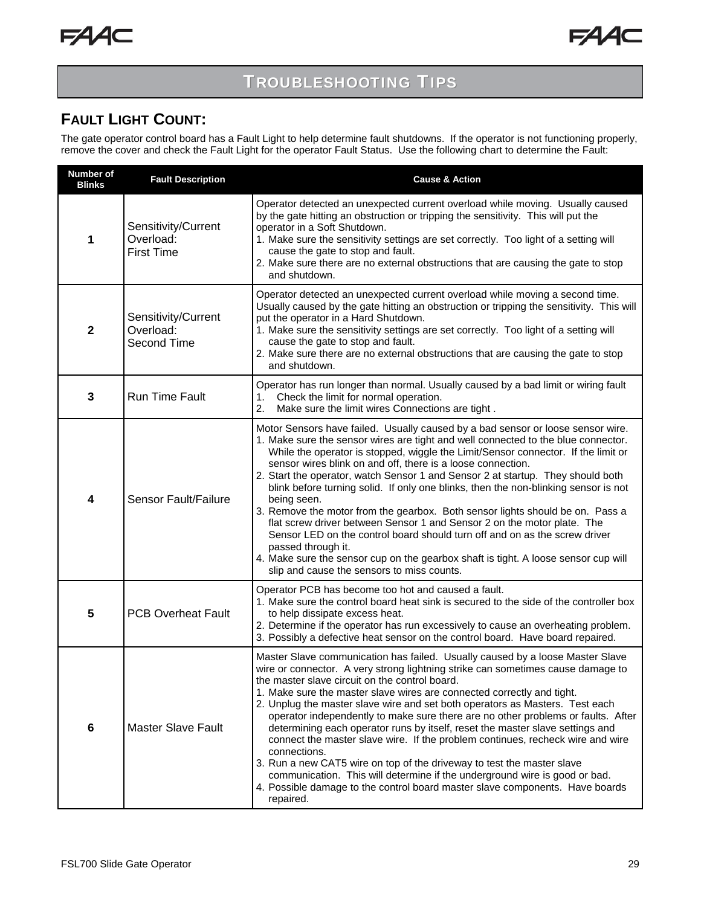# TROUBLESHOOTING TIPS

## FAULT LIGHT COUNT:

The gate operator control board has a Fault Light to help determine fault shutdowns. If the operator is not functioning properly, remove the cover and check the Fault Light for the operator Fault Status. Use the following chart to determine the Fault:

| Number of Blinks | Fault Description | Cause & Action |
|---|---|---|
| 1 | Sensitivity/Current Overload: First Time | Operator detected an unexpected current overload while moving. Usually caused by the gate hitting an obstruction or tripping the sensitivity. This will put the operator in a Soft Shutdown.<br>1. Make sure the sensitivity settings are set correctly. Too light of a setting will cause the gate to stop and fault.<br>2. Make sure there are no external obstructions that are causing the gate to stop and shutdown. |
| 2 | Sensitivity/Current Overload: Second Time | Operator detected an unexpected current overload while moving a second time. Usually caused by the gate hitting an obstruction or tripping the sensitivity. This will put the operator in a Hard Shutdown.<br>1. Make sure the sensitivity settings are set correctly. Too light of a setting will cause the gate to stop and fault.<br>2. Make sure there are no external obstructions that are causing the gate to stop and shutdown. |
| 3 | Run Time Fault | Operator has run longer than normal. Usually caused by a bad limit or wiring fault<br>1. Check the limit for normal operation.<br>2. Make sure the limit wires Connections are tight . |
| 4 | Sensor Fault/Failure | Motor Sensors have failed. Usually caused by a bad sensor or loose sensor wire.<br>1. Make sure the sensor wires are tight and well connected to the blue connector. While the operator is stopped, wiggle the Limit/Sensor connector. If the limit or sensor wires blink on and off, there is a loose connection.<br>2. Start the operator, watch Sensor 1 and Sensor 2 at startup. They should both blink before turning solid. If only one blinks, then the non-blinking sensor is not being seen.<br>3. Remove the motor from the gearbox. Both sensor lights should be on. Pass a flat screw driver between Sensor 1 and Sensor 2 on the motor plate. The Sensor LED on the control board should turn off and on as the screw driver passed through it.<br>4. Make sure the sensor cup on the gearbox shaft is tight. A loose sensor cup will slip and cause the sensors to miss counts. |
| 5 | PCB Overheat Fault | Operator PCB has become too hot and caused a fault.<br>1. Make sure the control board heat sink is secured to the side of the controller box to help dissipate excess heat.<br>2. Determine if the operator has run excessively to cause an overheating problem.<br>3. Possibly a defective heat sensor on the control board. Have board repaired. |
| 6 | Master Slave Fault | Master Slave communication has failed. Usually caused by a loose Master Slave wire or connector. A very strong lightning strike can sometimes cause damage to the master slave circuit on the control board.<br>1. Make sure the master slave wires are connected correctly and tight.<br>2. Unplug the master slave wire and set both operators as Masters. Test each operator independently to make sure there are no other problems or faults. After determining each operator runs by itself, reset the master slave settings and connect the master slave wire. If the problem continues, recheck wire and wire connections.<br>3. Run a new CAT5 wire on top of the driveway to test the master slave communication. This will determine if the underground wire is good or bad.<br>4. Possible damage to the control board master slave components. Have boards repaired. |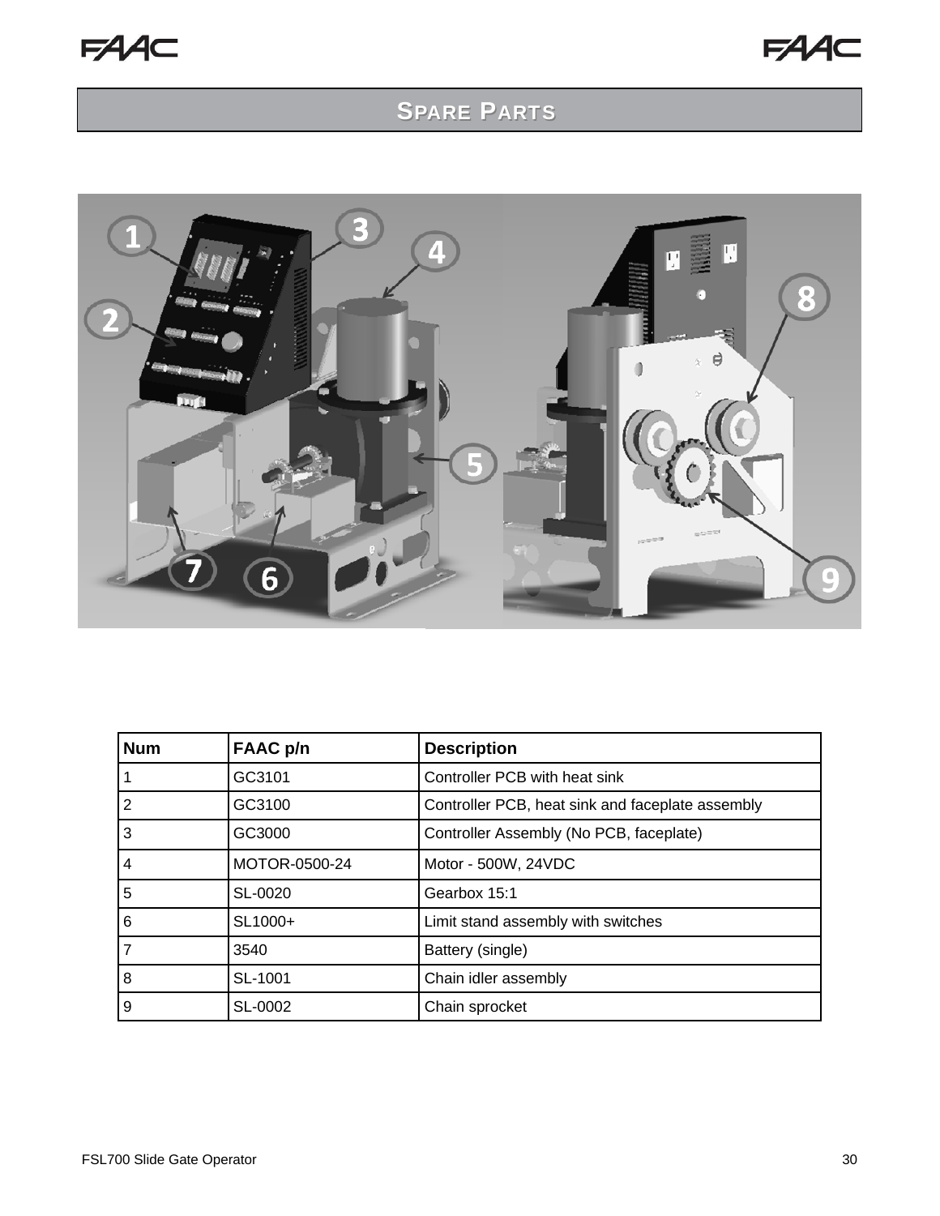# Spare Parts

| Num | FAAC p/n | Description |
| --- | --- | --- |
| 1 | GC3101 | Controller PCB with heat sink |
| 2 | GC3100 | Controller PCB, heat sink and faceplate assembly |
| 3 | GC3000 | Controller Assembly (No PCB, faceplate) |
| 4 | MOTOR-0500-24 | Motor - 500W, 24VDC |
| 5 | SL-0020 | Gearbox 15:1 |
| 6 | SL1000+ | Limit stand assembly with switches |
| 7 | 3540 | Battery (single) |
| 8 | SL-1001 | Chain idler assembly |
| 9 | SL-0002 | Chain sprocket |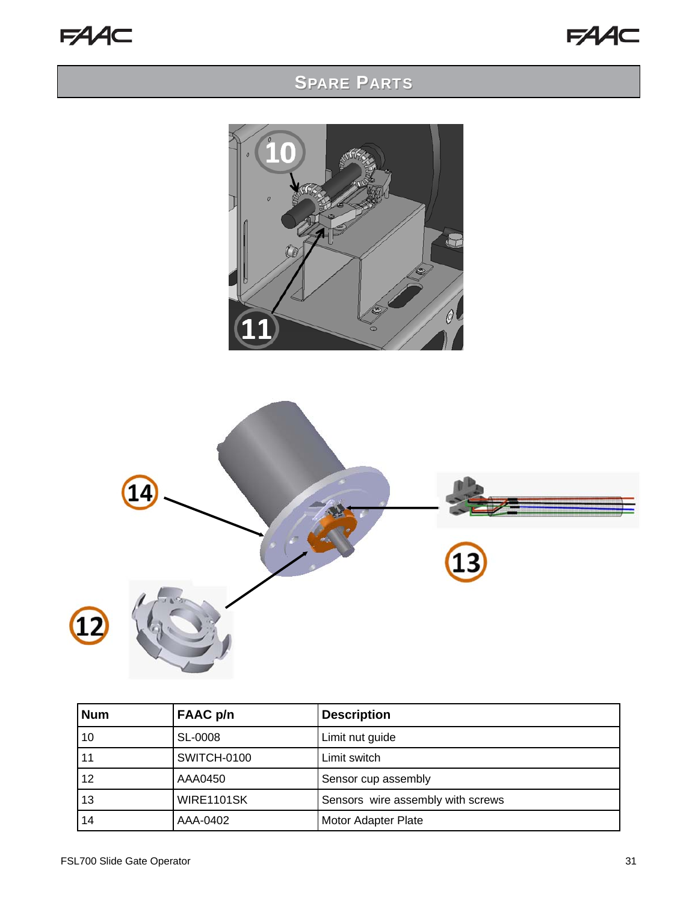# SPARE PARTS

| Num | FAAC p/n | Description |
|---|---|---|
| 10 | SL-0008 | Limit nut guide |
| 11 | SWITCH-0100 | Limit switch |
| 12 | AAA0450 | Sensor cup assembly |
| 13 | WIRE1101SK | Sensors  wire assembly with screws |
| 14 | AAA-0402 | Motor Adapter Plate |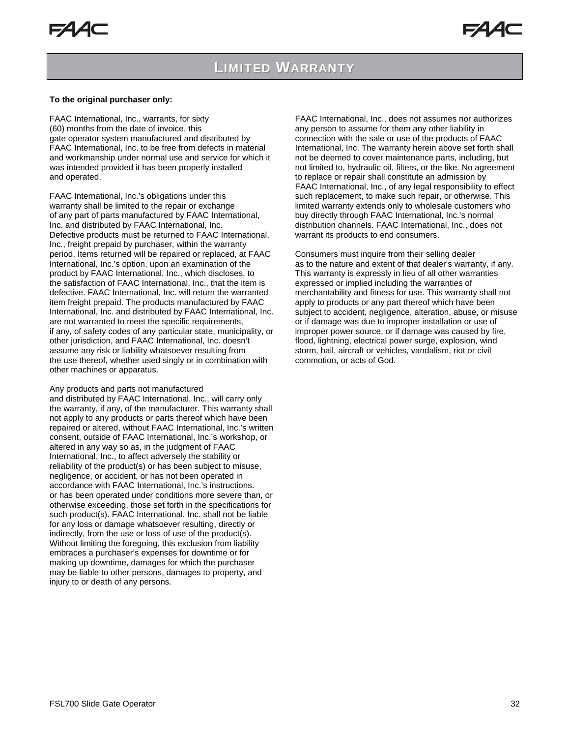# LIMITED WARRANTY

**To the original purchaser only:**

FAAC International, Inc., warrants, for sixty (60) months from the date of invoice, this gate operator system manufactured and distributed by FAAC International, Inc. to be free from defects in material and workmanship under normal use and service for which it was intended provided it has been properly installed and operated.

FAAC International, Inc.'s obligations under this warranty shall be limited to the repair or exchange of any part of parts manufactured by FAAC International, Inc. and distributed by FAAC International, Inc. Defective products must be returned to FAAC International, Inc., freight prepaid by purchaser, within the warranty period. Items returned will be repaired or replaced, at FAAC International, Inc.'s option, upon an examination of the product by FAAC International, Inc., which discloses, to the satisfaction of FAAC International, Inc., that the item is defective. FAAC International, Inc. will return the warranted item freight prepaid. The products manufactured by FAAC International, Inc. and distributed by FAAC International, Inc. are not warranted to meet the specific requirements, if any, of safety codes of any particular state, municipality, or other jurisdiction, and FAAC International, Inc. doesn't assume any risk or liability whatsoever resulting from the use thereof, whether used singly or in combination with other machines or apparatus.

Any products and parts not manufactured and distributed by FAAC International, Inc., will carry only the warranty, if any, of the manufacturer. This warranty shall not apply to any products or parts thereof which have been repaired or altered, without FAAC International, Inc.'s written consent, outside of FAAC International, Inc.'s workshop, or altered in any way so as, in the judgment of FAAC International, Inc., to affect adversely the stability or reliability of the product(s) or has been subject to misuse, negligence, or accident, or has not been operated in accordance with FAAC International, Inc.'s instructions. or has been operated under conditions more severe than, or otherwise exceeding, those set forth in the specifications for such product(s). FAAC International, Inc. shall not be liable for any loss or damage whatsoever resulting, directly or indirectly, from the use or loss of use of the product(s). Without limiting the foregoing, this exclusion from liability embraces a purchaser's expenses for downtime or for making up downtime, damages for which the purchaser may be liable to other persons, damages to property, and injury to or death of any persons.

FAAC International, Inc., does not assumes nor authorizes any person to assume for them any other liability in connection with the sale or use of the products of FAAC International, Inc. The warranty herein above set forth shall not be deemed to cover maintenance parts, including, but not limited to, hydraulic oil, filters, or the like. No agreement to replace or repair shall constitute an admission by FAAC International, Inc., of any legal responsibility to effect such replacement, to make such repair, or otherwise. This limited warranty extends only to wholesale customers who buy directly through FAAC International, Inc.'s normal distribution channels. FAAC International, Inc., does not warrant its products to end consumers.

Consumers must inquire from their selling dealer as to the nature and extent of that dealer's warranty, if any. This warranty is expressly in lieu of all other warranties expressed or implied including the warranties of merchantability and fitness for use. This warranty shall not apply to products or any part thereof which have been subject to accident, negligence, alteration, abuse, or misuse or if damage was due to improper installation or use of improper power source, or if damage was caused by fire, flood, lightning, electrical power surge, explosion, wind storm, hail, aircraft or vehicles, vandalism, riot or civil commotion, or acts of God.